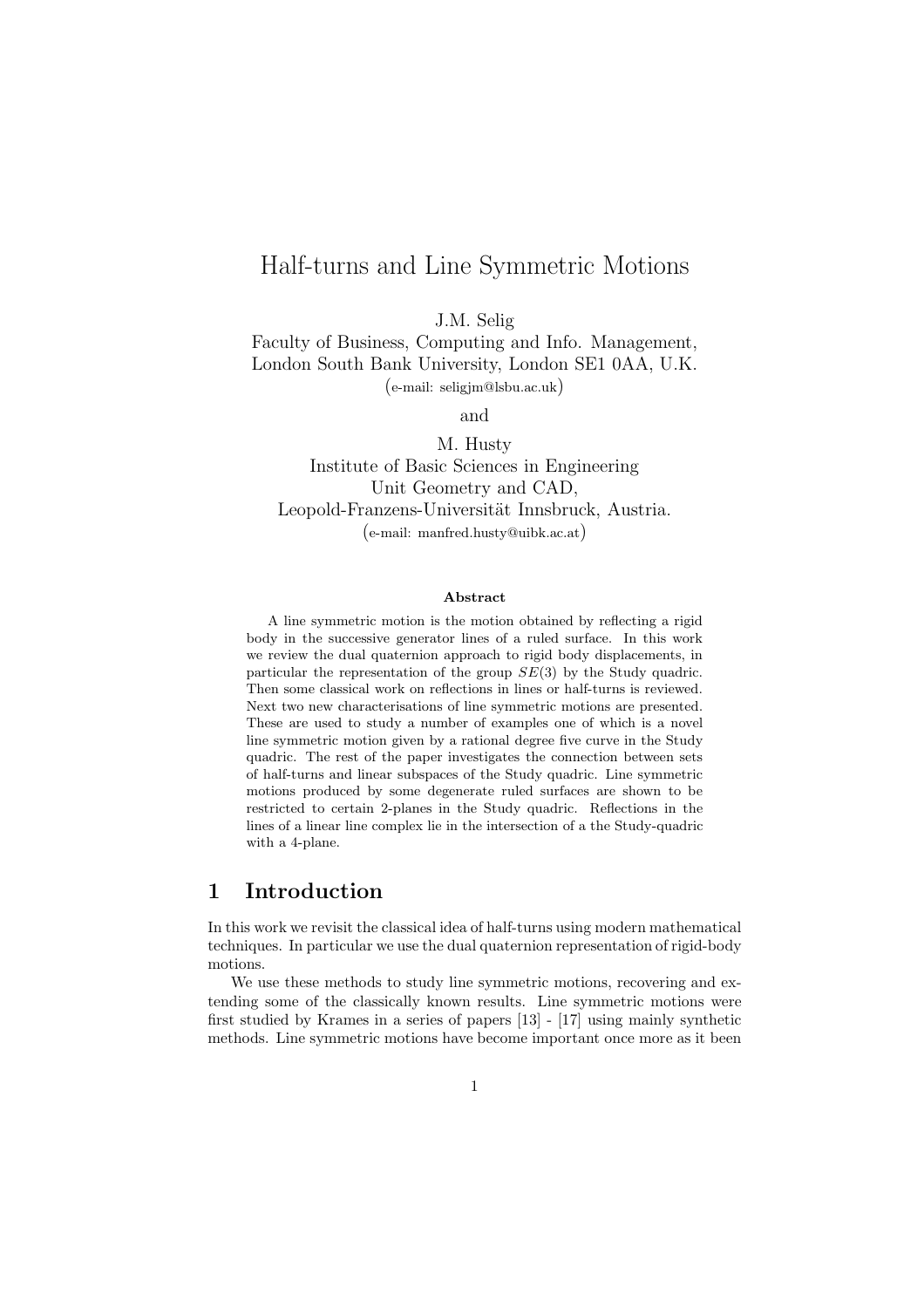# Half-turns and Line Symmetric Motions

J.M. Selig
Faculty of Business, Computing and Info. Management,
London South Bank University, London SE1 0AA, U.K.
(e-mail: seligjm@lsbu.ac.uk)

and

M. Husty
Institute of Basic Sciences in Engineering
Unit Geometry and CAD,
Leopold-Franzens-Universität Innsbruck, Austria.
(e-mail: manfred.husty@uibk.ac.at)

**Abstract**

A line symmetric motion is the motion obtained by reflecting a rigid body in the successive generator lines of a ruled surface. In this work we review the dual quaternion approach to rigid body displacements, in particular the representation of the group $SE(3)$ by the Study quadric. Then some classical work on reflections in lines or half-turns is reviewed. Next two new characterisations of line symmetric motions are presented. These are used to study a number of examples one of which is a novel line symmetric motion given by a rational degree five curve in the Study quadric. The rest of the paper investigates the connection between sets of half-turns and linear subspaces of the Study quadric. Line symmetric motions produced by some degenerate ruled surfaces are shown to be restricted to certain 2-planes in the Study quadric. Reflections in the lines of a linear line complex lie in the intersection of a the Study-quadric with a 4-plane.

## 1 Introduction

In this work we revisit the classical idea of half-turns using modern mathematical techniques. In particular we use the dual quaternion representation of rigid-body motions.

We use these methods to study line symmetric motions, recovering and extending some of the classically known results. Line symmetric motions were first studied by Krames in a series of papers [13] - [17] using mainly synthetic methods. Line symmetric motions have become important once more as it been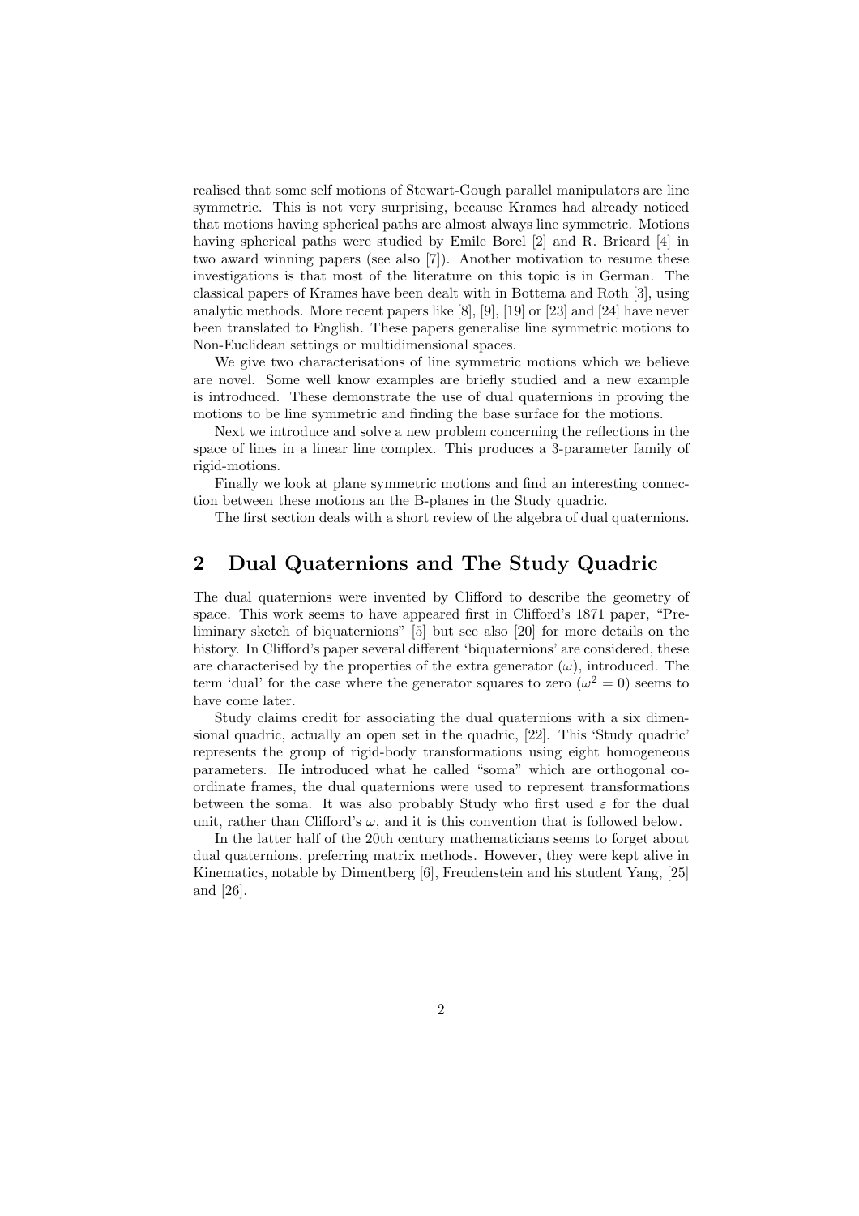realised that some self motions of Stewart-Gough parallel manipulators are line symmetric. This is not very surprising, because Krames had already noticed that motions having spherical paths are almost always line symmetric. Motions having spherical paths were studied by Emile Borel [2] and R. Bricard [4] in two award winning papers (see also [7]). Another motivation to resume these investigations is that most of the literature on this topic is in German. The classical papers of Krames have been dealt with in Bottema and Roth [3], using analytic methods. More recent papers like [8], [9], [19] or [23] and [24] have never been translated to English. These papers generalise line symmetric motions to Non-Euclidean settings or multidimensional spaces.

We give two characterisations of line symmetric motions which we believe are novel. Some well know examples are briefly studied and a new example is introduced. These demonstrate the use of dual quaternions in proving the motions to be line symmetric and finding the base surface for the motions.

Next we introduce and solve a new problem concerning the reflections in the space of lines in a linear line complex. This produces a 3-parameter family of rigid-motions.

Finally we look at plane symmetric motions and find an interesting connection between these motions an the B-planes in the Study quadric.

The first section deals with a short review of the algebra of dual quaternions.

## 2 Dual Quaternions and The Study Quadric

The dual quaternions were invented by Clifford to describe the geometry of space. This work seems to have appeared first in Clifford's 1871 paper, "Preliminary sketch of biquaternions" [5] but see also [20] for more details on the history. In Clifford's paper several different 'biquaternions' are considered, these are characterised by the properties of the extra generator ($\omega$), introduced. The term 'dual' for the case where the generator squares to zero ($\omega^2 = 0$) seems to have come later.

Study claims credit for associating the dual quaternions with a six dimensional quadric, actually an open set in the quadric, [22]. This 'Study quadric' represents the group of rigid-body transformations using eight homogeneous parameters. He introduced what he called "soma" which are orthogonal coordinate frames, the dual quaternions were used to represent transformations between the soma. It was also probably Study who first used $\varepsilon$ for the dual unit, rather than Clifford's $\omega$, and it is this convention that is followed below.

In the latter half of the 20th century mathematicians seems to forget about dual quaternions, preferring matrix methods. However, they were kept alive in Kinematics, notable by Dimentberg [6], Freudenstein and his student Yang, [25] and [26].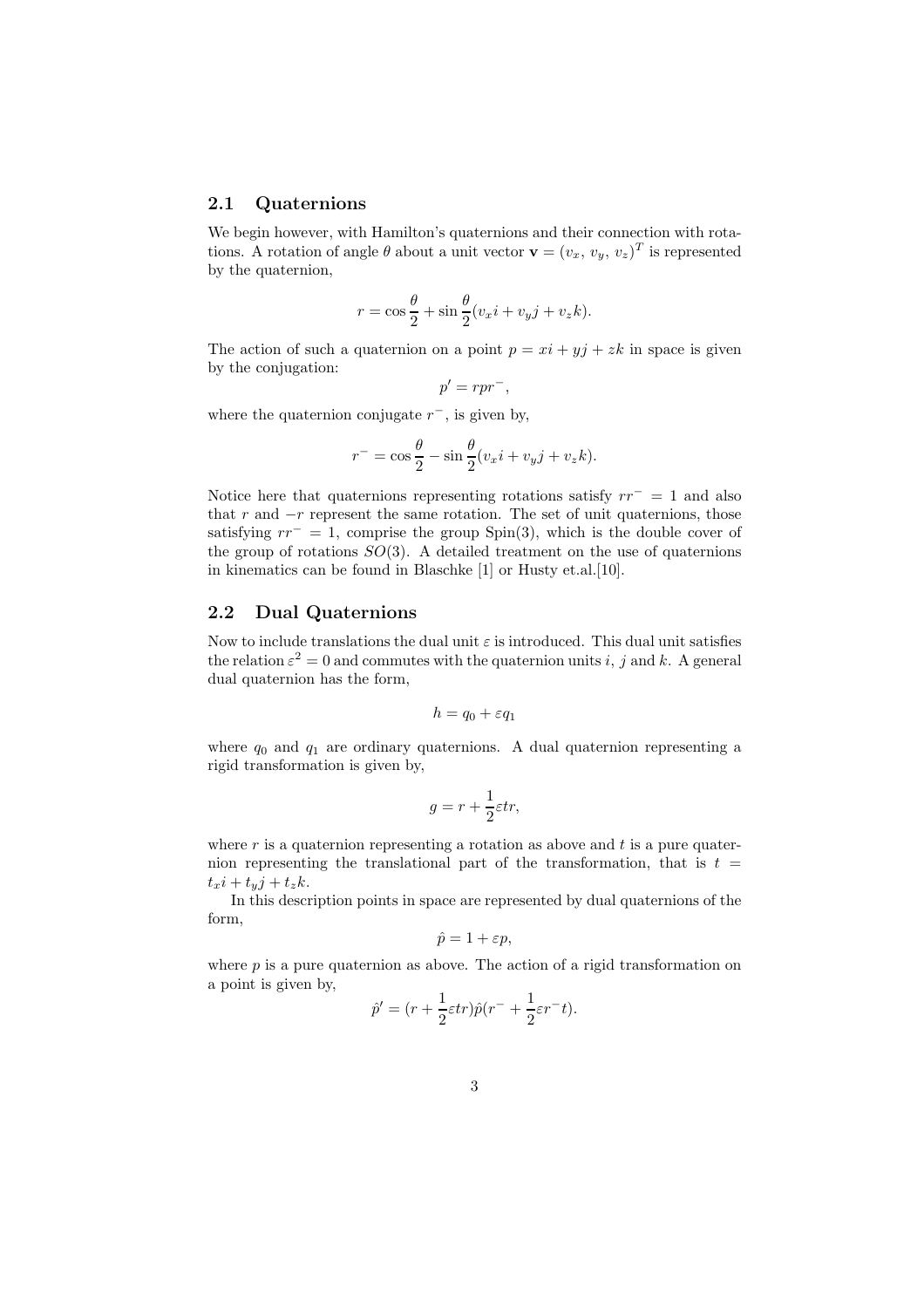## 2.1 Quaternions

We begin however, with Hamilton's quaternions and their connection with rotations. A rotation of angle $\theta$ about a unit vector $\mathbf{v} = (v_x,\, v_y,\, v_z)^T$ is represented by the quaternion,

$$r = \cos\frac{\theta}{2} + \sin\frac{\theta}{2}(v_x i + v_y j + v_z k).$$

The action of such a quaternion on a point $p = xi + yj + zk$ in space is given by the conjugation:

$$p' = rpr^-,$$

where the quaternion conjugate $r^-$, is given by,

$$r^- = \cos\frac{\theta}{2} - \sin\frac{\theta}{2}(v_x i + v_y j + v_z k).$$

Notice here that quaternions representing rotations satisfy $rr^- = 1$ and also that $r$ and $-r$ represent the same rotation. The set of unit quaternions, those satisfying $rr^- = 1$, comprise the group Spin(3), which is the double cover of the group of rotations $SO(3)$. A detailed treatment on the use of quaternions in kinematics can be found in Blaschke [1] or Husty et.al.[10].

## 2.2 Dual Quaternions

Now to include translations the dual unit $\varepsilon$ is introduced. This dual unit satisfies the relation $\varepsilon^2 = 0$ and commutes with the quaternion units $i$, $j$ and $k$. A general dual quaternion has the form,

$$h = q_0 + \varepsilon q_1$$

where $q_0$ and $q_1$ are ordinary quaternions. A dual quaternion representing a rigid transformation is given by,

$$g = r + \frac{1}{2}\varepsilon tr,$$

where $r$ is a quaternion representing a rotation as above and $t$ is a pure quaternion representing the translational part of the transformation, that is $t = t_x i + t_y j + t_z k$.

In this description points in space are represented by dual quaternions of the form,

$$\hat{p} = 1 + \varepsilon p,$$

where $p$ is a pure quaternion as above. The action of a rigid transformation on a point is given by,

$$\hat{p}' = (r + \frac{1}{2}\varepsilon tr)\hat{p}(r^- + \frac{1}{2}\varepsilon r^- t).$$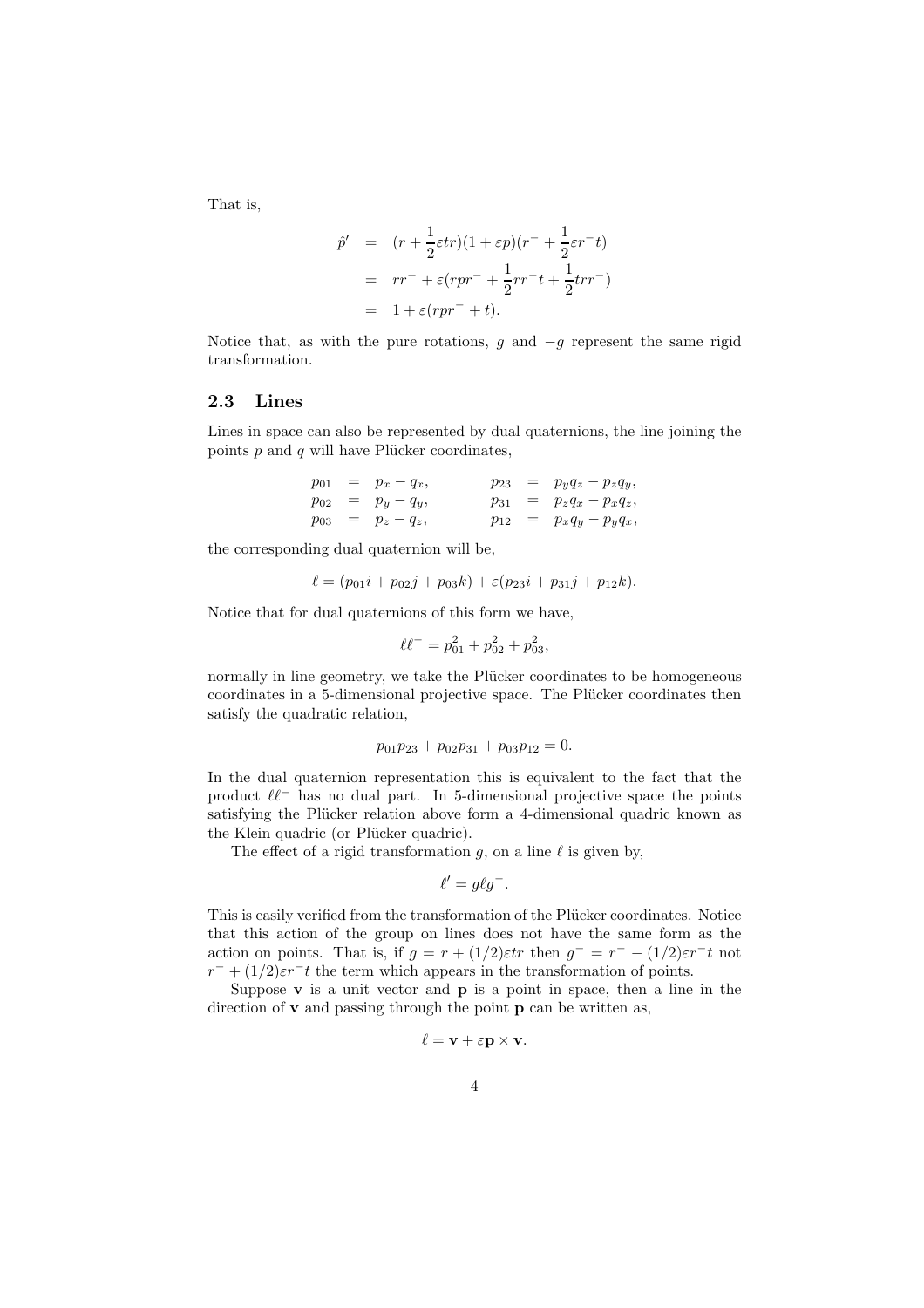That is,

$$
\begin{aligned}
\hat{p}' &= (r + \frac{1}{2}\varepsilon tr)(1 + \varepsilon p)(r^- + \frac{1}{2}\varepsilon r^- t) \\
&= rr^- + \varepsilon(rpr^- + \frac{1}{2}rr^- t + \frac{1}{2}trr^-) \\
&= 1 + \varepsilon(rpr^- + t).
\end{aligned}
$$

Notice that, as with the pure rotations, $g$ and $-g$ represent the same rigid transformation.

## 2.3 Lines

Lines in space can also be represented by dual quaternions, the line joining the points $p$ and $q$ will have Plücker coordinates,

$$
\begin{aligned}
p_{01} &= p_x - q_x, & p_{23} &= p_y q_z - p_z q_y, \\
p_{02} &= p_y - q_y, & p_{31} &= p_z q_x - p_x q_z, \\
p_{03} &= p_z - q_z, & p_{12} &= p_x q_y - p_y q_x,
\end{aligned}
$$

the corresponding dual quaternion will be,

$$
\ell = (p_{01}i + p_{02}j + p_{03}k) + \varepsilon(p_{23}i + p_{31}j + p_{12}k).
$$

Notice that for dual quaternions of this form we have,

$$
\ell\ell^- = p_{01}^2 + p_{02}^2 + p_{03}^2,
$$

normally in line geometry, we take the Plücker coordinates to be homogeneous coordinates in a 5-dimensional projective space. The Plücker coordinates then satisfy the quadratic relation,

$$
p_{01}p_{23} + p_{02}p_{31} + p_{03}p_{12} = 0.
$$

In the dual quaternion representation this is equivalent to the fact that the product $\ell\ell^-$ has no dual part. In 5-dimensional projective space the points satisfying the Plücker relation above form a 4-dimensional quadric known as the Klein quadric (or Plücker quadric).

The effect of a rigid transformation $g$, on a line $\ell$ is given by,

$$
\ell' = g\ell g^-.
$$

This is easily verified from the transformation of the Plücker coordinates. Notice that this action of the group on lines does not have the same form as the action on points. That is, if $g = r + (1/2)\varepsilon tr$ then $g^- = r^- - (1/2)\varepsilon r^- t$ not $r^- + (1/2)\varepsilon r^- t$ the term which appears in the transformation of points.

Suppose $\mathbf{v}$ is a unit vector and $\mathbf{p}$ is a point in space, then a line in the direction of $\mathbf{v}$ and passing through the point $\mathbf{p}$ can be written as,

$$
\ell = \mathbf{v} + \varepsilon\mathbf{p} \times \mathbf{v}.
$$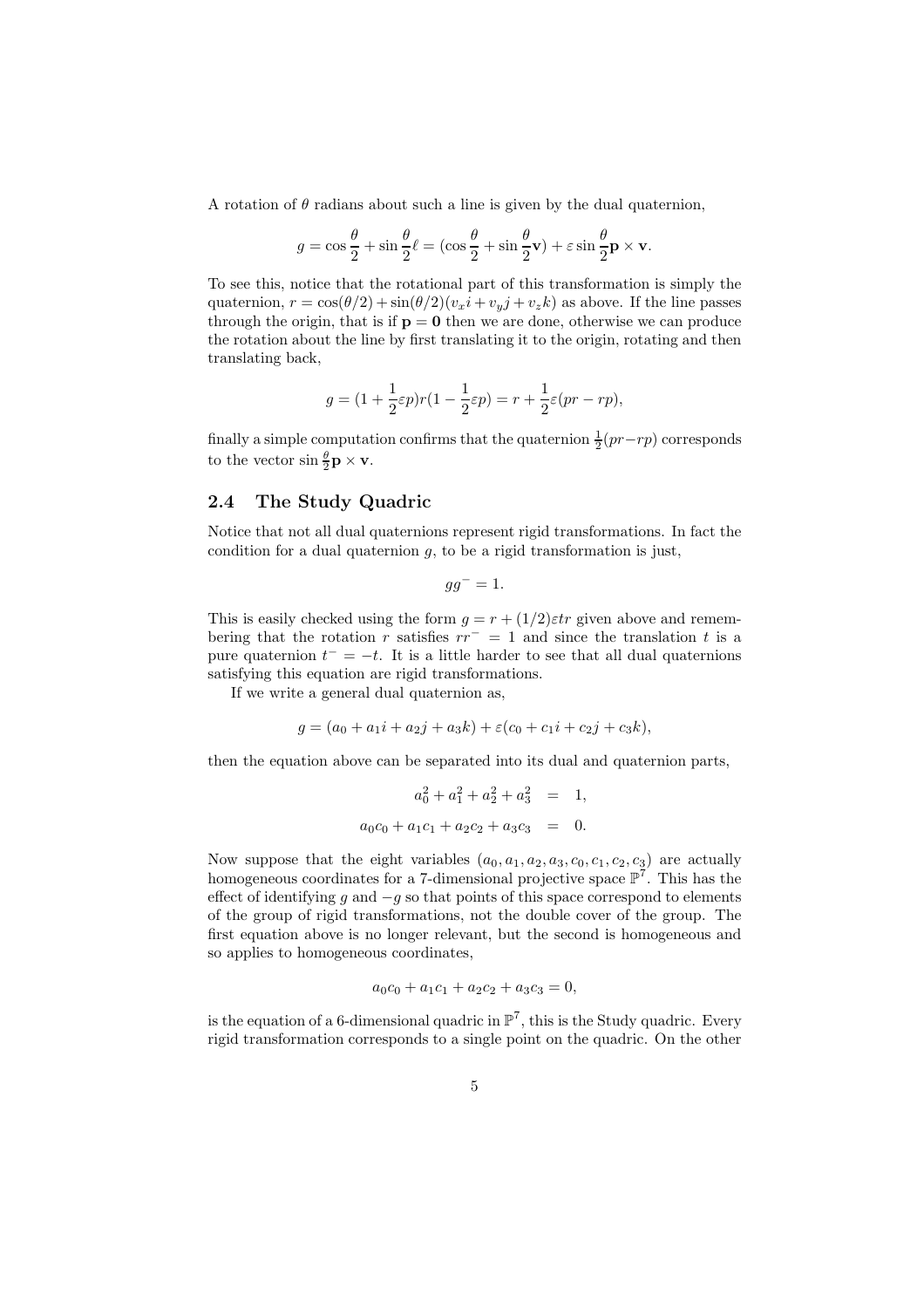A rotation of $\theta$ radians about such a line is given by the dual quaternion,

$$g = \cos\frac{\theta}{2} + \sin\frac{\theta}{2}\ell = (\cos\frac{\theta}{2} + \sin\frac{\theta}{2}\mathbf{v}) + \varepsilon\sin\frac{\theta}{2}\mathbf{p}\times\mathbf{v}.$$

To see this, notice that the rotational part of this transformation is simply the quaternion, $r = \cos(\theta/2) + \sin(\theta/2)(v_x i + v_y j + v_z k)$ as above. If the line passes through the origin, that is if $\mathbf{p} = \mathbf{0}$ then we are done, otherwise we can produce the rotation about the line by first translating it to the origin, rotating and then translating back,

$$g = (1 + \frac{1}{2}\varepsilon p)r(1 - \frac{1}{2}\varepsilon p) = r + \frac{1}{2}\varepsilon(pr - rp),$$

finally a simple computation confirms that the quaternion $\frac{1}{2}(pr - rp)$ corresponds to the vector $\sin\frac{\theta}{2}\mathbf{p}\times\mathbf{v}$.

## 2.4 The Study Quadric

Notice that not all dual quaternions represent rigid transformations. In fact the condition for a dual quaternion $g$, to be a rigid transformation is just,

$$gg^{-} = 1.$$

This is easily checked using the form $g = r + (1/2)\varepsilon tr$ given above and remembering that the rotation $r$ satisfies $rr^{-} = 1$ and since the translation $t$ is a pure quaternion $t^{-} = -t$. It is a little harder to see that all dual quaternions satisfying this equation are rigid transformations.

If we write a general dual quaternion as,

$$g = (a_0 + a_1 i + a_2 j + a_3 k) + \varepsilon(c_0 + c_1 i + c_2 j + c_3 k),$$

then the equation above can be separated into its dual and quaternion parts,

$$\begin{aligned} a_0^2 + a_1^2 + a_2^2 + a_3^2 &= 1, \\ a_0c_0 + a_1c_1 + a_2c_2 + a_3c_3 &= 0. \end{aligned}$$

Now suppose that the eight variables $(a_0, a_1, a_2, a_3, c_0, c_1, c_2, c_3)$ are actually homogeneous coordinates for a 7-dimensional projective space $\mathbb{P}^7$. This has the effect of identifying $g$ and $-g$ so that points of this space correspond to elements of the group of rigid transformations, not the double cover of the group. The first equation above is no longer relevant, but the second is homogeneous and so applies to homogeneous coordinates,

$$a_0c_0 + a_1c_1 + a_2c_2 + a_3c_3 = 0,$$

is the equation of a 6-dimensional quadric in $\mathbb{P}^7$, this is the Study quadric. Every rigid transformation corresponds to a single point on the quadric. On the other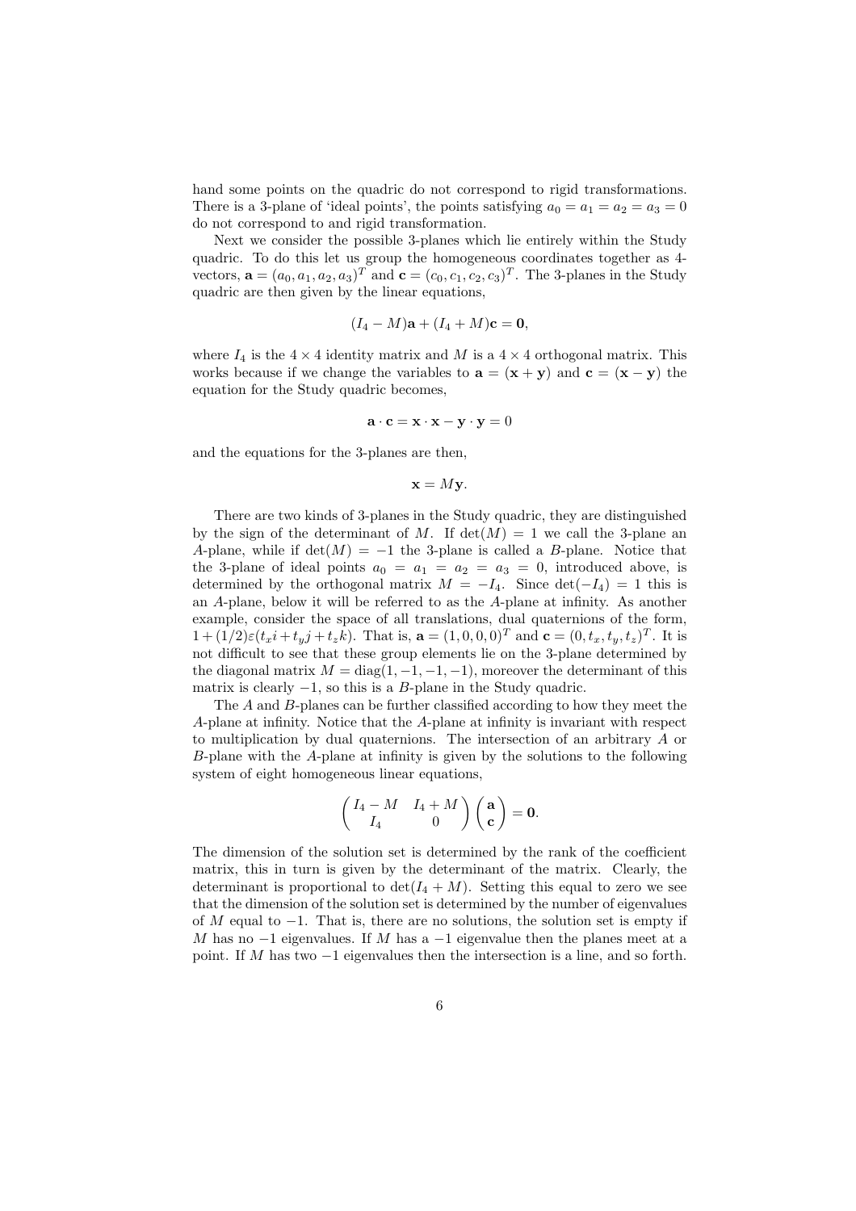hand some points on the quadric do not correspond to rigid transformations. There is a 3-plane of 'ideal points', the points satisfying $a_0 = a_1 = a_2 = a_3 = 0$ do not correspond to and rigid transformation.

Next we consider the possible 3-planes which lie entirely within the Study quadric. To do this let us group the homogeneous coordinates together as 4-vectors, $\mathbf{a} = (a_0, a_1, a_2, a_3)^T$ and $\mathbf{c} = (c_0, c_1, c_2, c_3)^T$. The 3-planes in the Study quadric are then given by the linear equations,

$$(I_4 - M)\mathbf{a} + (I_4 + M)\mathbf{c} = \mathbf{0},$$

where $I_4$ is the $4 \times 4$ identity matrix and $M$ is a $4 \times 4$ orthogonal matrix. This works because if we change the variables to $\mathbf{a} = (\mathbf{x} + \mathbf{y})$ and $\mathbf{c} = (\mathbf{x} - \mathbf{y})$ the equation for the Study quadric becomes,

$$\mathbf{a} \cdot \mathbf{c} = \mathbf{x} \cdot \mathbf{x} - \mathbf{y} \cdot \mathbf{y} = 0$$

and the equations for the 3-planes are then,

$$\mathbf{x} = M\mathbf{y}.$$

There are two kinds of 3-planes in the Study quadric, they are distinguished by the sign of the determinant of $M$. If $\det(M) = 1$ we call the 3-plane an $A$-plane, while if $\det(M) = -1$ the 3-plane is called a $B$-plane. Notice that the 3-plane of ideal points $a_0 = a_1 = a_2 = a_3 = 0$, introduced above, is determined by the orthogonal matrix $M = -I_4$. Since $\det(-I_4) = 1$ this is an $A$-plane, below it will be referred to as the $A$-plane at infinity. As another example, consider the space of all translations, dual quaternions of the form, $1 + (1/2)\varepsilon(t_x i + t_y j + t_z k)$. That is, $\mathbf{a} = (1, 0, 0, 0)^T$ and $\mathbf{c} = (0, t_x, t_y, t_z)^T$. It is not difficult to see that these group elements lie on the 3-plane determined by the diagonal matrix $M = \mathrm{diag}(1, -1, -1, -1)$, moreover the determinant of this matrix is clearly $-1$, so this is a $B$-plane in the Study quadric.

The $A$ and $B$-planes can be further classified according to how they meet the $A$-plane at infinity. Notice that the $A$-plane at infinity is invariant with respect to multiplication by dual quaternions. The intersection of an arbitrary $A$ or $B$-plane with the $A$-plane at infinity is given by the solutions to the following system of eight homogeneous linear equations,

$$\begin{pmatrix} I_4 - M & I_4 + M \\ I_4 & 0 \end{pmatrix} \begin{pmatrix} \mathbf{a} \\ \mathbf{c} \end{pmatrix} = \mathbf{0}.$$

The dimension of the solution set is determined by the rank of the coefficient matrix, this in turn is given by the determinant of the matrix. Clearly, the determinant is proportional to $\det(I_4 + M)$. Setting this equal to zero we see that the dimension of the solution set is determined by the number of eigenvalues of $M$ equal to $-1$. That is, there are no solutions, the solution set is empty if $M$ has no $-1$ eigenvalues. If $M$ has a $-1$ eigenvalue then the planes meet at a point. If $M$ has two $-1$ eigenvalues then the intersection is a line, and so forth.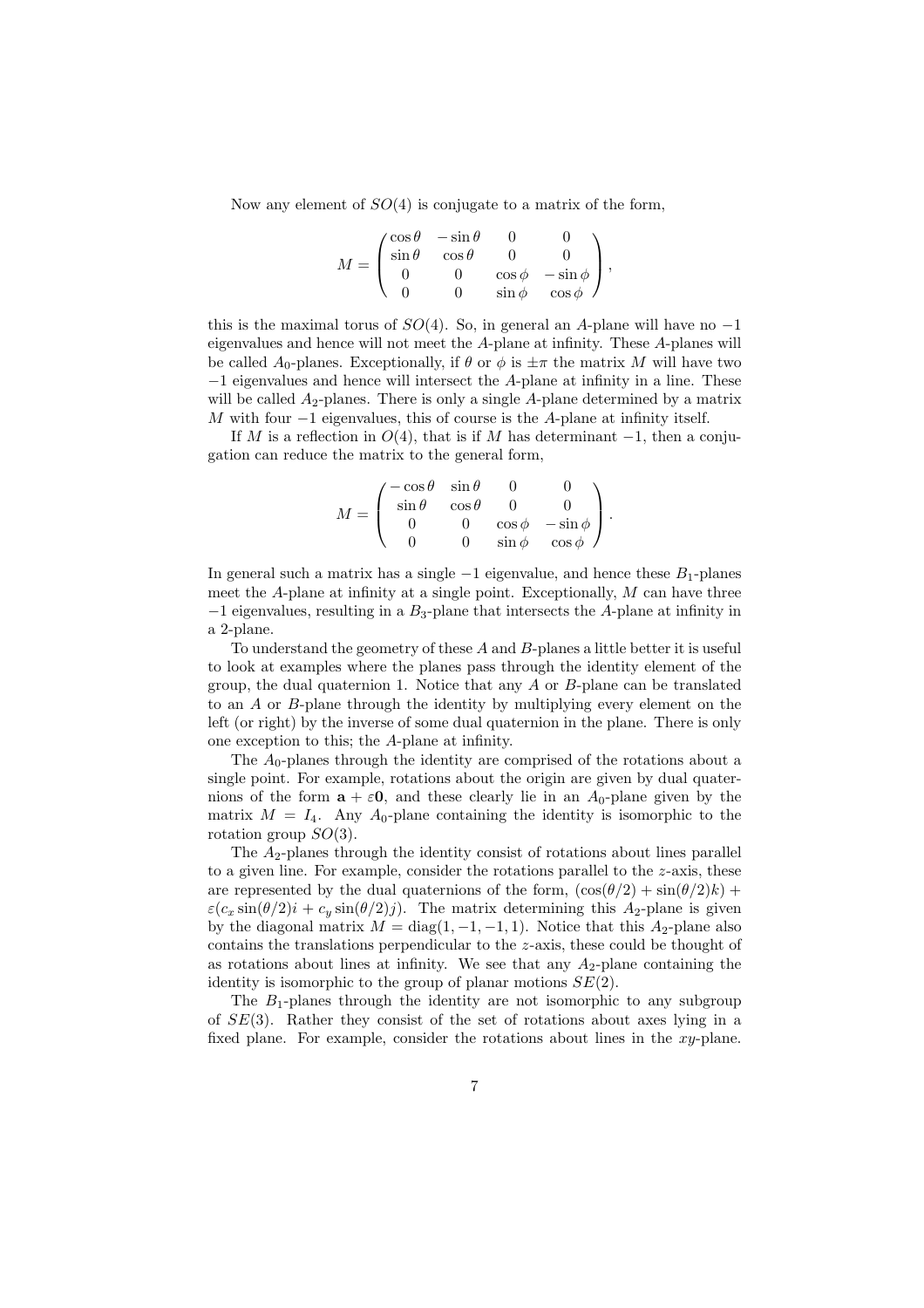Now any element of $SO(4)$ is conjugate to a matrix of the form,

$$M = \begin{pmatrix} \cos\theta & -\sin\theta & 0 & 0 \\ \sin\theta & \cos\theta & 0 & 0 \\ 0 & 0 & \cos\phi & -\sin\phi \\ 0 & 0 & \sin\phi & \cos\phi \end{pmatrix},$$

this is the maximal torus of $SO(4)$. So, in general an $A$-plane will have no $-1$ eigenvalues and hence will not meet the $A$-plane at infinity. These $A$-planes will be called $A_0$-planes. Exceptionally, if $\theta$ or $\phi$ is $\pm\pi$ the matrix $M$ will have two $-1$ eigenvalues and hence will intersect the $A$-plane at infinity in a line. These will be called $A_2$-planes. There is only a single $A$-plane determined by a matrix $M$ with four $-1$ eigenvalues, this of course is the $A$-plane at infinity itself.

If $M$ is a reflection in $O(4)$, that is if $M$ has determinant $-1$, then a conjugation can reduce the matrix to the general form,

$$M = \begin{pmatrix} -\cos\theta & \sin\theta & 0 & 0 \\ \sin\theta & \cos\theta & 0 & 0 \\ 0 & 0 & \cos\phi & -\sin\phi \\ 0 & 0 & \sin\phi & \cos\phi \end{pmatrix}.$$

In general such a matrix has a single $-1$ eigenvalue, and hence these $B_1$-planes meet the $A$-plane at infinity at a single point. Exceptionally, $M$ can have three $-1$ eigenvalues, resulting in a $B_3$-plane that intersects the $A$-plane at infinity in a 2-plane.

To understand the geometry of these $A$ and $B$-planes a little better it is useful to look at examples where the planes pass through the identity element of the group, the dual quaternion 1. Notice that any $A$ or $B$-plane can be translated to an $A$ or $B$-plane through the identity by multiplying every element on the left (or right) by the inverse of some dual quaternion in the plane. There is only one exception to this; the $A$-plane at infinity.

The $A_0$-planes through the identity are comprised of the rotations about a single point. For example, rotations about the origin are given by dual quaternions of the form $\mathbf{a} + \varepsilon\mathbf{0}$, and these clearly lie in an $A_0$-plane given by the matrix $M = I_4$. Any $A_0$-plane containing the identity is isomorphic to the rotation group $SO(3)$.

The $A_2$-planes through the identity consist of rotations about lines parallel to a given line. For example, consider the rotations parallel to the $z$-axis, these are represented by the dual quaternions of the form, $(\cos(\theta/2) + \sin(\theta/2)k) + \varepsilon(c_x \sin(\theta/2)i + c_y \sin(\theta/2)j)$. The matrix determining this $A_2$-plane is given by the diagonal matrix $M = \mathrm{diag}(1, -1, -1, 1)$. Notice that this $A_2$-plane also contains the translations perpendicular to the $z$-axis, these could be thought of as rotations about lines at infinity. We see that any $A_2$-plane containing the identity is isomorphic to the group of planar motions $SE(2)$.

The $B_1$-planes through the identity are not isomorphic to any subgroup of $SE(3)$. Rather they consist of the set of rotations about axes lying in a fixed plane. For example, consider the rotations about lines in the $xy$-plane.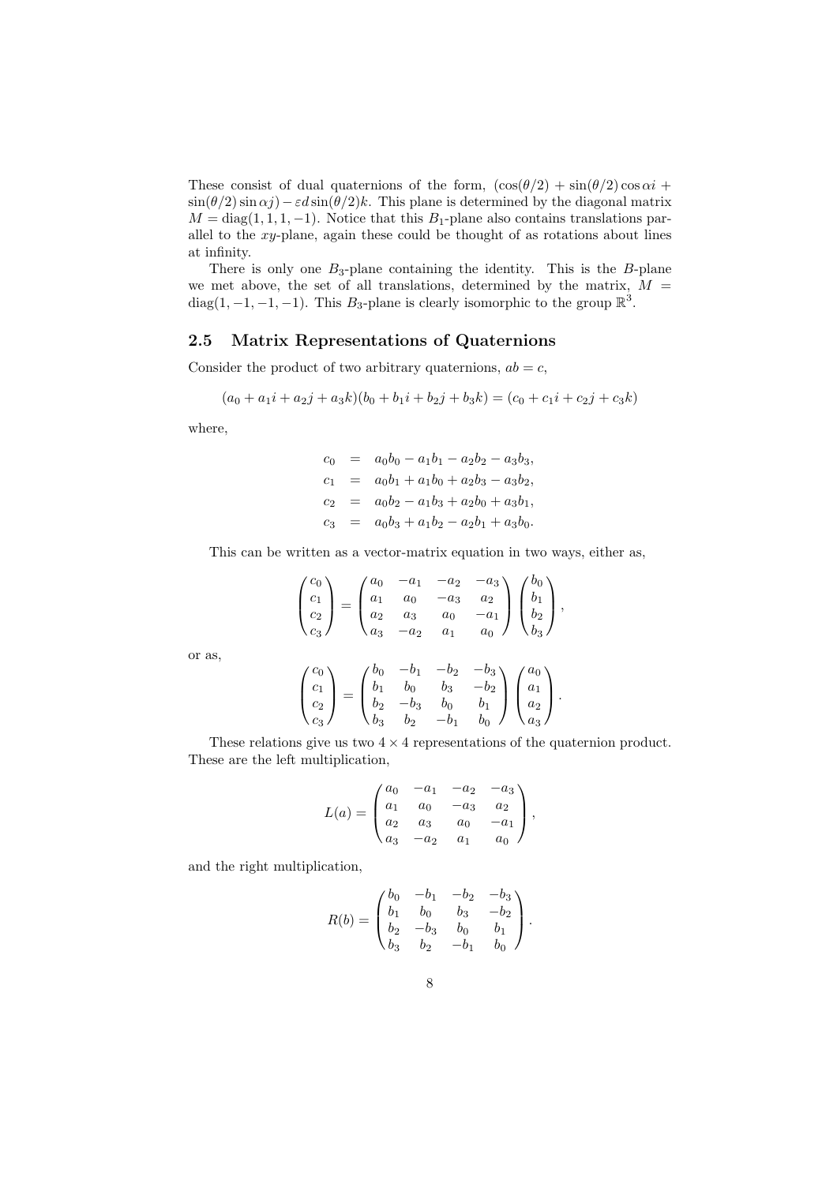These consist of dual quaternions of the form, $(\cos(\theta/2) + \sin(\theta/2)\cos\alpha i + \sin(\theta/2)\sin\alpha j) - \varepsilon d \sin(\theta/2)k$. This plane is determined by the diagonal matrix $M = \mathrm{diag}(1, 1, 1, -1)$. Notice that this $B_1$-plane also contains translations parallel to the $xy$-plane, again these could be thought of as rotations about lines at infinity.

There is only one $B_3$-plane containing the identity. This is the $B$-plane we met above, the set of all translations, determined by the matrix, $M = \mathrm{diag}(1, -1, -1, -1)$. This $B_3$-plane is clearly isomorphic to the group $\mathbb{R}^3$.

## 2.5 Matrix Representations of Quaternions

Consider the product of two arbitrary quaternions, $ab = c$,

$$(a_0 + a_1 i + a_2 j + a_3 k)(b_0 + b_1 i + b_2 j + b_3 k) = (c_0 + c_1 i + c_2 j + c_3 k)$$

where,

$$\begin{aligned}
c_0 &= a_0 b_0 - a_1 b_1 - a_2 b_2 - a_3 b_3, \\
c_1 &= a_0 b_1 + a_1 b_0 + a_2 b_3 - a_3 b_2, \\
c_2 &= a_0 b_2 - a_1 b_3 + a_2 b_0 + a_3 b_1, \\
c_3 &= a_0 b_3 + a_1 b_2 - a_2 b_1 + a_3 b_0.
\end{aligned}$$

This can be written as a vector-matrix equation in two ways, either as,

$$\begin{pmatrix} c_0 \\ c_1 \\ c_2 \\ c_3 \end{pmatrix} = \begin{pmatrix} a_0 & -a_1 & -a_2 & -a_3 \\ a_1 & a_0 & -a_3 & a_2 \\ a_2 & a_3 & a_0 & -a_1 \\ a_3 & -a_2 & a_1 & a_0 \end{pmatrix} \begin{pmatrix} b_0 \\ b_1 \\ b_2 \\ b_3 \end{pmatrix},$$

or as,

$$\begin{pmatrix} c_0 \\ c_1 \\ c_2 \\ c_3 \end{pmatrix} = \begin{pmatrix} b_0 & -b_1 & -b_2 & -b_3 \\ b_1 & b_0 & b_3 & -b_2 \\ b_2 & -b_3 & b_0 & b_1 \\ b_3 & b_2 & -b_1 & b_0 \end{pmatrix} \begin{pmatrix} a_0 \\ a_1 \\ a_2 \\ a_3 \end{pmatrix}.$$

These relations give us two $4 \times 4$ representations of the quaternion product. These are the left multiplication,

$$L(a) = \begin{pmatrix} a_0 & -a_1 & -a_2 & -a_3 \\ a_1 & a_0 & -a_3 & a_2 \\ a_2 & a_3 & a_0 & -a_1 \\ a_3 & -a_2 & a_1 & a_0 \end{pmatrix},$$

and the right multiplication,

$$R(b) = \begin{pmatrix} b_0 & -b_1 & -b_2 & -b_3 \\ b_1 & b_0 & b_3 & -b_2 \\ b_2 & -b_3 & b_0 & b_1 \\ b_3 & b_2 & -b_1 & b_0 \end{pmatrix}.$$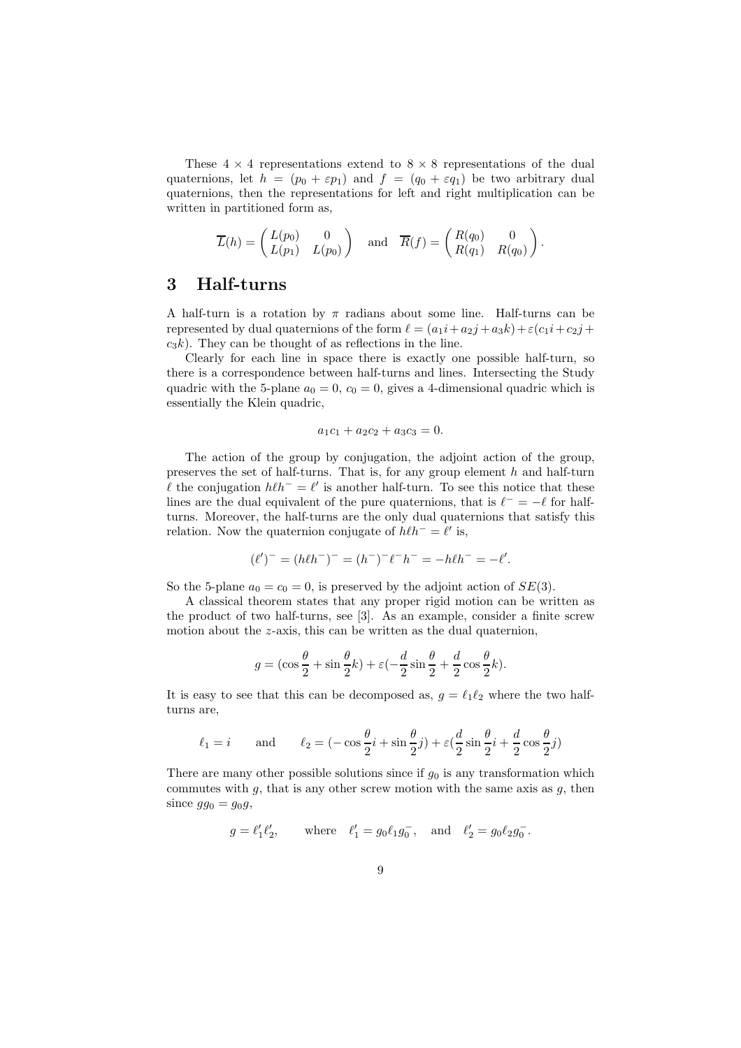These $4 \times 4$ representations extend to $8 \times 8$ representations of the dual quaternions, let $h = (p_0 + \varepsilon p_1)$ and $f = (q_0 + \varepsilon q_1)$ be two arbitrary dual quaternions, then the representations for left and right multiplication can be written in partitioned form as,

$$\overline{L}(h) = \begin{pmatrix} L(p_0) & 0 \\ L(p_1) & L(p_0) \end{pmatrix} \quad \text{and} \quad \overline{R}(f) = \begin{pmatrix} R(q_0) & 0 \\ R(q_1) & R(q_0) \end{pmatrix}.$$

# 3 Half-turns

A half-turn is a rotation by $\pi$ radians about some line. Half-turns can be represented by dual quaternions of the form $\ell = (a_1 i + a_2 j + a_3 k) + \varepsilon(c_1 i + c_2 j + c_3 k)$. They can be thought of as reflections in the line.

Clearly for each line in space there is exactly one possible half-turn, so there is a correspondence between half-turns and lines. Intersecting the Study quadric with the 5-plane $a_0 = 0$, $c_0 = 0$, gives a 4-dimensional quadric which is essentially the Klein quadric,

$$a_1 c_1 + a_2 c_2 + a_3 c_3 = 0.$$

The action of the group by conjugation, the adjoint action of the group, preserves the set of half-turns. That is, for any group element $h$ and half-turn $\ell$ the conjugation $h\ell h^- = \ell'$ is another half-turn. To see this notice that these lines are the dual equivalent of the pure quaternions, that is $\ell^- = -\ell$ for half-turns. Moreover, the half-turns are the only dual quaternions that satisfy this relation. Now the quaternion conjugate of $h\ell h^- = \ell'$ is,

$$(\ell')^- = (h\ell h^-)^- = (h^-)^- \ell^- h^- = -h\ell h^- = -\ell'.$$

So the 5-plane $a_0 = c_0 = 0$, is preserved by the adjoint action of $SE(3)$.

A classical theorem states that any proper rigid motion can be written as the product of two half-turns, see [3]. As an example, consider a finite screw motion about the $z$-axis, this can be written as the dual quaternion,

$$g = (\cos\frac{\theta}{2} + \sin\frac{\theta}{2}k) + \varepsilon(-\frac{d}{2}\sin\frac{\theta}{2} + \frac{d}{2}\cos\frac{\theta}{2}k).$$

It is easy to see that this can be decomposed as, $g = \ell_1 \ell_2$ where the two half-turns are,

$$\ell_1 = i \qquad \text{and} \qquad \ell_2 = (-\cos\frac{\theta}{2}i + \sin\frac{\theta}{2}j) + \varepsilon(\frac{d}{2}\sin\frac{\theta}{2}i + \frac{d}{2}\cos\frac{\theta}{2}j)$$

There are many other possible solutions since if $g_0$ is any transformation which commutes with $g$, that is any other screw motion with the same axis as $g$, then since $gg_0 = g_0 g$,

$$g = \ell_1' \ell_2', \qquad \text{where} \quad \ell_1' = g_0 \ell_1 g_0^-, \quad \text{and} \quad \ell_2' = g_0 \ell_2 g_0^-.$$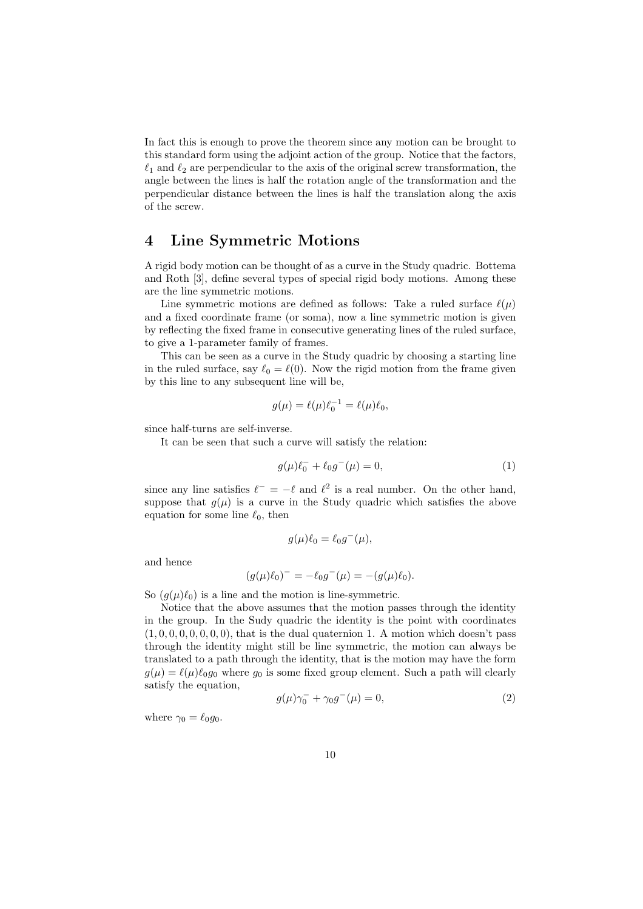In fact this is enough to prove the theorem since any motion can be brought to this standard form using the adjoint action of the group. Notice that the factors, $\ell_1$ and $\ell_2$ are perpendicular to the axis of the original screw transformation, the angle between the lines is half the rotation angle of the transformation and the perpendicular distance between the lines is half the translation along the axis of the screw.

# 4 Line Symmetric Motions

A rigid body motion can be thought of as a curve in the Study quadric. Bottema and Roth [3], define several types of special rigid body motions. Among these are the line symmetric motions.

Line symmetric motions are defined as follows: Take a ruled surface $\ell(\mu)$ and a fixed coordinate frame (or soma), now a line symmetric motion is given by reflecting the fixed frame in consecutive generating lines of the ruled surface, to give a 1-parameter family of frames.

This can be seen as a curve in the Study quadric by choosing a starting line in the ruled surface, say $\ell_0 = \ell(0)$. Now the rigid motion from the frame given by this line to any subsequent line will be,

$$g(\mu) = \ell(\mu)\ell_0^{-1} = \ell(\mu)\ell_0,$$

since half-turns are self-inverse.

It can be seen that such a curve will satisfy the relation:

$$g(\mu)\ell_0^- + \ell_0 g^-(\mu) = 0, \tag{1}$$

since any line satisfies $\ell^- = -\ell$ and $\ell^2$ is a real number. On the other hand, suppose that $g(\mu)$ is a curve in the Study quadric which satisfies the above equation for some line $\ell_0$, then

$$g(\mu)\ell_0 = \ell_0 g^-(\mu),$$

and hence

$$(g(\mu)\ell_0)^- = -\ell_0 g^-(\mu) = -(g(\mu)\ell_0).$$

So $(g(\mu)\ell_0)$ is a line and the motion is line-symmetric.

Notice that the above assumes that the motion passes through the identity in the group. In the Sudy quadric the identity is the point with coordinates $(1, 0, 0, 0, 0, 0, 0, 0)$, that is the dual quaternion 1. A motion which doesn't pass through the identity might still be line symmetric, the motion can always be translated to a path through the identity, that is the motion may have the form $g(\mu) = \ell(\mu)\ell_0 g_0$ where $g_0$ is some fixed group element. Such a path will clearly satisfy the equation,

$$g(\mu)\gamma_0^- + \gamma_0 g^-(\mu) = 0, \tag{2}$$

where $\gamma_0 = \ell_0 g_0$.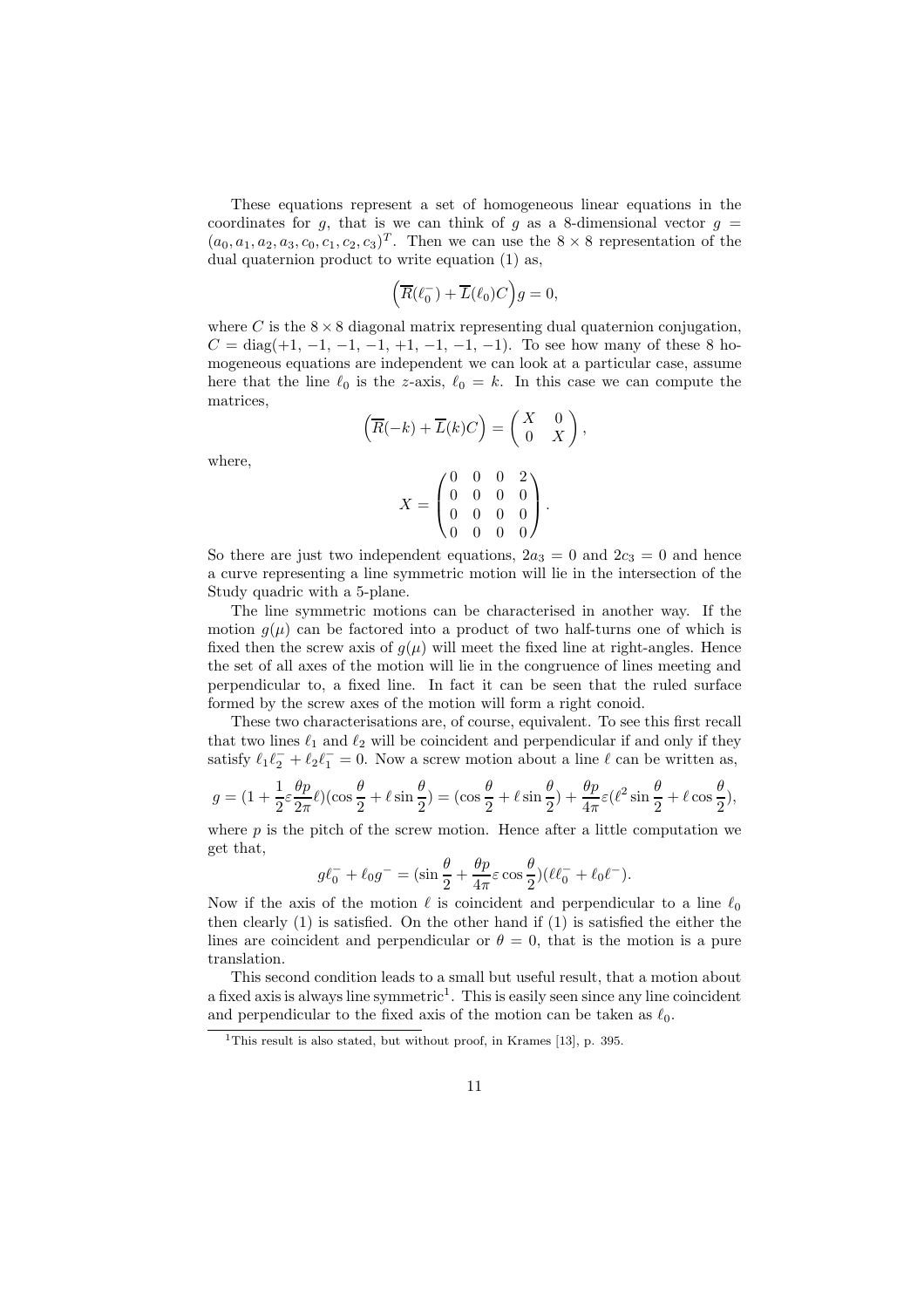These equations represent a set of homogeneous linear equations in the coordinates for $g$, that is we can think of $g$ as a 8-dimensional vector $g = (a_0, a_1, a_2, a_3, c_0, c_1, c_2, c_3)^T$. Then we can use the $8 \times 8$ representation of the dual quaternion product to write equation (1) as,

$$\Big(\overline{R}(\ell_0^-) + \overline{L}(\ell_0)C\Big)g = 0,$$

where $C$ is the $8 \times 8$ diagonal matrix representing dual quaternion conjugation, $C = \mathrm{diag}(+1, -1, -1, -1, +1, -1, -1, -1)$. To see how many of these 8 homogeneous equations are independent we can look at a particular case, assume here that the line $\ell_0$ is the $z$-axis, $\ell_0 = k$. In this case we can compute the matrices,

$$\Big(\overline{R}(-k) + \overline{L}(k)C\Big) = \begin{pmatrix} X & 0 \\ 0 & X \end{pmatrix},$$

where,

$$X = \begin{pmatrix} 0 & 0 & 0 & 2 \\ 0 & 0 & 0 & 0 \\ 0 & 0 & 0 & 0 \\ 0 & 0 & 0 & 0 \end{pmatrix}.$$

So there are just two independent equations, $2a_3 = 0$ and $2c_3 = 0$ and hence a curve representing a line symmetric motion will lie in the intersection of the Study quadric with a 5-plane.

The line symmetric motions can be characterised in another way. If the motion $g(\mu)$ can be factored into a product of two half-turns one of which is fixed then the screw axis of $g(\mu)$ will meet the fixed line at right-angles. Hence the set of all axes of the motion will lie in the congruence of lines meeting and perpendicular to, a fixed line. In fact it can be seen that the ruled surface formed by the screw axes of the motion will form a right conoid.

These two characterisations are, of course, equivalent. To see this first recall that two lines $\ell_1$ and $\ell_2$ will be coincident and perpendicular if and only if they satisfy $\ell_1\ell_2^- + \ell_2\ell_1^- = 0$. Now a screw motion about a line $\ell$ can be written as,

$$g = (1 + \frac{1}{2}\varepsilon\frac{\theta p}{2\pi}\ell)(\cos\frac{\theta}{2} + \ell\sin\frac{\theta}{2}) = (\cos\frac{\theta}{2} + \ell\sin\frac{\theta}{2}) + \frac{\theta p}{4\pi}\varepsilon(\ell^2\sin\frac{\theta}{2} + \ell\cos\frac{\theta}{2}),$$

where $p$ is the pitch of the screw motion. Hence after a little computation we get that,

$$g\ell_0^- + \ell_0 g^- = (\sin\frac{\theta}{2} + \frac{\theta p}{4\pi}\varepsilon\cos\frac{\theta}{2})(\ell\ell_0^- + \ell_0\ell^-).$$

Now if the axis of the motion $\ell$ is coincident and perpendicular to a line $\ell_0$ then clearly (1) is satisfied. On the other hand if (1) is satisfied the either the lines are coincident and perpendicular or $\theta = 0$, that is the motion is a pure translation.

This second condition leads to a small but useful result, that a motion about a fixed axis is always line symmetric[1]. This is easily seen since any line coincident and perpendicular to the fixed axis of the motion can be taken as $\ell_0$.

[1] This result is also stated, but without proof, in Krames [13], p. 395.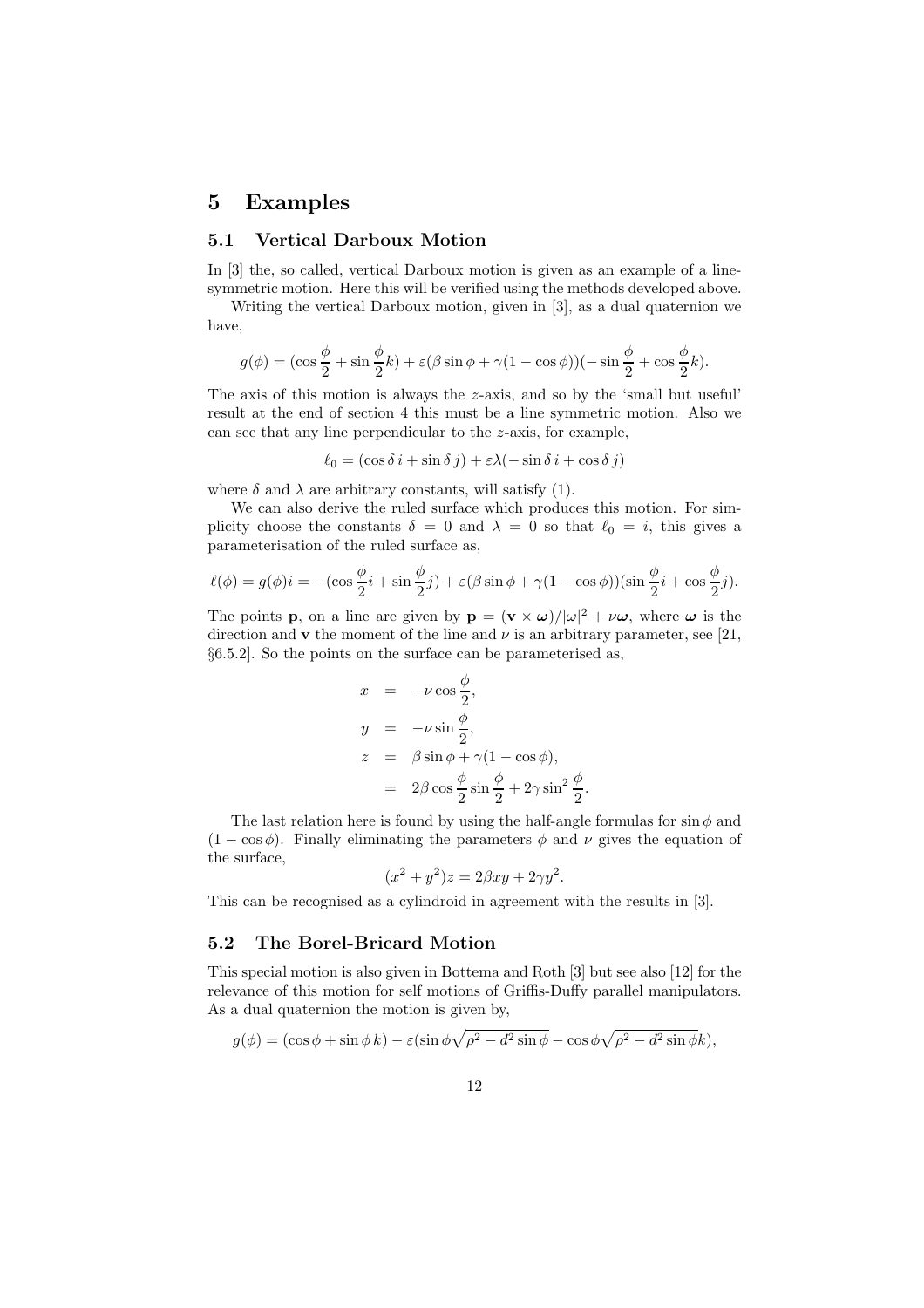# 5 Examples

## 5.1 Vertical Darboux Motion

In [3] the, so called, vertical Darboux motion is given as an example of a line-symmetric motion. Here this will be verified using the methods developed above.

Writing the vertical Darboux motion, given in [3], as a dual quaternion we have,

$$g(\phi) = (\cos\frac{\phi}{2} + \sin\frac{\phi}{2}k) + \varepsilon(\beta\sin\phi + \gamma(1-\cos\phi))(-\sin\frac{\phi}{2} + \cos\frac{\phi}{2}k).$$

The axis of this motion is always the $z$-axis, and so by the 'small but useful' result at the end of section 4 this must be a line symmetric motion. Also we can see that any line perpendicular to the $z$-axis, for example,

$$\ell_0 = (\cos\delta\, i + \sin\delta\, j) + \varepsilon\lambda(-\sin\delta\, i + \cos\delta\, j)$$

where $\delta$ and $\lambda$ are arbitrary constants, will satisfy (1).

We can also derive the ruled surface which produces this motion. For simplicity choose the constants $\delta = 0$ and $\lambda = 0$ so that $\ell_0 = i$, this gives a parameterisation of the ruled surface as,

$$\ell(\phi) = g(\phi)i = -(\cos\frac{\phi}{2}i + \sin\frac{\phi}{2}j) + \varepsilon(\beta\sin\phi + \gamma(1-\cos\phi))(\sin\frac{\phi}{2}i + \cos\frac{\phi}{2}j).$$

The points $\mathbf{p}$, on a line are given by $\mathbf{p} = (\mathbf{v}\times\boldsymbol{\omega})/|\omega|^2 + \nu\boldsymbol{\omega}$, where $\boldsymbol{\omega}$ is the direction and $\mathbf{v}$ the moment of the line and $\nu$ is an arbitrary parameter, see [21, §6.5.2]. So the points on the surface can be parameterised as,

$$\begin{aligned} x &= -\nu\cos\frac{\phi}{2}, \\ y &= -\nu\sin\frac{\phi}{2}, \\ z &= \beta\sin\phi + \gamma(1-\cos\phi), \\ &= 2\beta\cos\frac{\phi}{2}\sin\frac{\phi}{2} + 2\gamma\sin^2\frac{\phi}{2}. \end{aligned}$$

The last relation here is found by using the half-angle formulas for $\sin\phi$ and $(1-\cos\phi)$. Finally eliminating the parameters $\phi$ and $\nu$ gives the equation of the surface,

$$(x^2 + y^2)z = 2\beta xy + 2\gamma y^2.$$

This can be recognised as a cylindroid in agreement with the results in [3].

## 5.2 The Borel-Bricard Motion

This special motion is also given in Bottema and Roth [3] but see also [12] for the relevance of this motion for self motions of Griffis-Duffy parallel manipulators. As a dual quaternion the motion is given by,

$$g(\phi) = (\cos\phi + \sin\phi\, k) - \varepsilon(\sin\phi\sqrt{\rho^2 - d^2\sin\phi} - \cos\phi\sqrt{\rho^2 - d^2\sin\phi}k),$$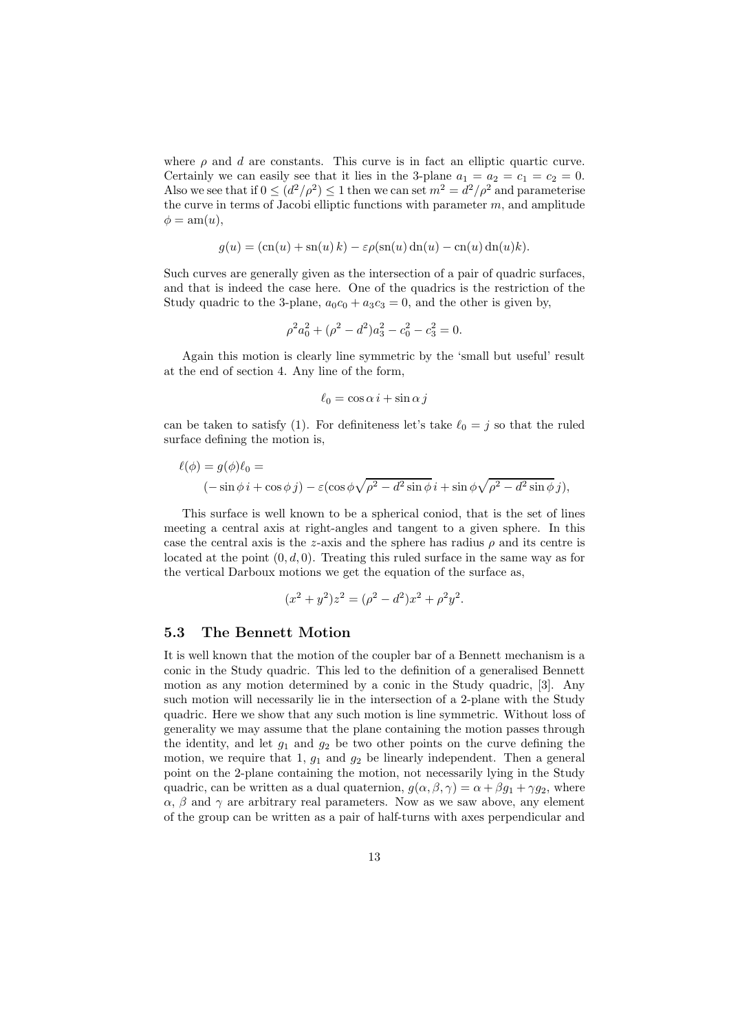where $\rho$ and $d$ are constants. This curve is in fact an elliptic quartic curve. Certainly we can easily see that it lies in the 3-plane $a_1 = a_2 = c_1 = c_2 = 0$. Also we see that if $0 \leq (d^2/\rho^2) \leq 1$ then we can set $m^2 = d^2/\rho^2$ and parameterise the curve in terms of Jacobi elliptic functions with parameter $m$, and amplitude $\phi = \mathrm{am}(u)$,

$$g(u) = (\mathrm{cn}(u) + \mathrm{sn}(u)\,k) - \varepsilon\rho(\mathrm{sn}(u)\,\mathrm{dn}(u) - \mathrm{cn}(u)\,\mathrm{dn}(u)k).$$

Such curves are generally given as the intersection of a pair of quadric surfaces, and that is indeed the case here. One of the quadrics is the restriction of the Study quadric to the 3-plane, $a_0c_0 + a_3c_3 = 0$, and the other is given by,

$$\rho^2 a_0^2 + (\rho^2 - d^2)a_3^2 - c_0^2 - c_3^2 = 0.$$

Again this motion is clearly line symmetric by the 'small but useful' result at the end of section 4. Any line of the form,

$$\ell_0 = \cos\alpha\, i + \sin\alpha\, j$$

can be taken to satisfy (1). For definiteness let's take $\ell_0 = j$ so that the ruled surface defining the motion is,

$$\begin{aligned}
\ell(\phi) &= g(\phi)\ell_0 = \\
&\quad (-\sin\phi\, i + \cos\phi\, j) - \varepsilon(\cos\phi\sqrt{\rho^2 - d^2\sin\phi}\, i + \sin\phi\sqrt{\rho^2 - d^2\sin\phi}\, j),
\end{aligned}$$

This surface is well known to be a spherical coniod, that is the set of lines meeting a central axis at right-angles and tangent to a given sphere. In this case the central axis is the $z$-axis and the sphere has radius $\rho$ and its centre is located at the point $(0, d, 0)$. Treating this ruled surface in the same way as for the vertical Darboux motions we get the equation of the surface as,

$$(x^2 + y^2)z^2 = (\rho^2 - d^2)x^2 + \rho^2 y^2.$$

### 5.3 The Bennett Motion

It is well known that the motion of the coupler bar of a Bennett mechanism is a conic in the Study quadric. This led to the definition of a generalised Bennett motion as any motion determined by a conic in the Study quadric, [3]. Any such motion will necessarily lie in the intersection of a 2-plane with the Study quadric. Here we show that any such motion is line symmetric. Without loss of generality we may assume that the plane containing the motion passes through the identity, and let $g_1$ and $g_2$ be two other points on the curve defining the motion, we require that 1, $g_1$ and $g_2$ be linearly independent. Then a general point on the 2-plane containing the motion, not necessarily lying in the Study quadric, can be written as a dual quaternion, $g(\alpha, \beta, \gamma) = \alpha + \beta g_1 + \gamma g_2$, where $\alpha$, $\beta$ and $\gamma$ are arbitrary real parameters. Now as we saw above, any element of the group can be written as a pair of half-turns with axes perpendicular and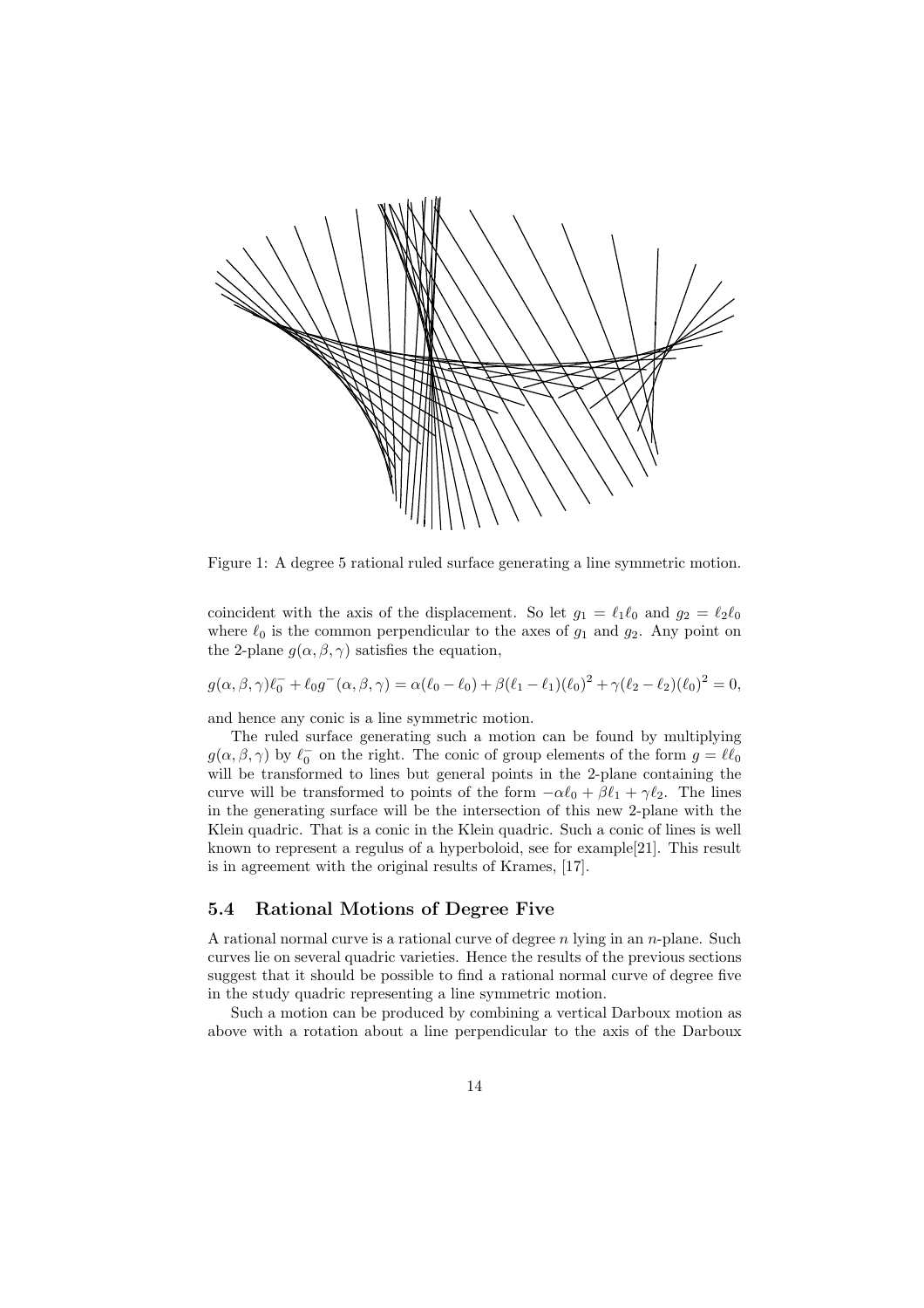Figure 1: A degree 5 rational ruled surface generating a line symmetric motion.

coincident with the axis of the displacement. So let $g_1 = \ell_1\ell_0$ and $g_2 = \ell_2\ell_0$ where $\ell_0$ is the common perpendicular to the axes of $g_1$ and $g_2$. Any point on the 2-plane $g(\alpha, \beta, \gamma)$ satisfies the equation,

$$g(\alpha, \beta, \gamma)\ell_0^- + \ell_0 g^-(\alpha, \beta, \gamma) = \alpha(\ell_0 - \ell_0) + \beta(\ell_1 - \ell_1)(\ell_0)^2 + \gamma(\ell_2 - \ell_2)(\ell_0)^2 = 0,$$

and hence any conic is a line symmetric motion.

The ruled surface generating such a motion can be found by multiplying $g(\alpha, \beta, \gamma)$ by $\ell_0^-$ on the right. The conic of group elements of the form $g = \ell\ell_0$ will be transformed to lines but general points in the 2-plane containing the curve will be transformed to points of the form $-\alpha\ell_0 + \beta\ell_1 + \gamma\ell_2$. The lines in the generating surface will be the intersection of this new 2-plane with the Klein quadric. That is a conic in the Klein quadric. Such a conic of lines is well known to represent a regulus of a hyperboloid, see for example[21]. This result is in agreement with the original results of Krames, [17].

### 5.4 Rational Motions of Degree Five

A rational normal curve is a rational curve of degree $n$ lying in an $n$-plane. Such curves lie on several quadric varieties. Hence the results of the previous sections suggest that it should be possible to find a rational normal curve of degree five in the study quadric representing a line symmetric motion.

Such a motion can be produced by combining a vertical Darboux motion as above with a rotation about a line perpendicular to the axis of the Darboux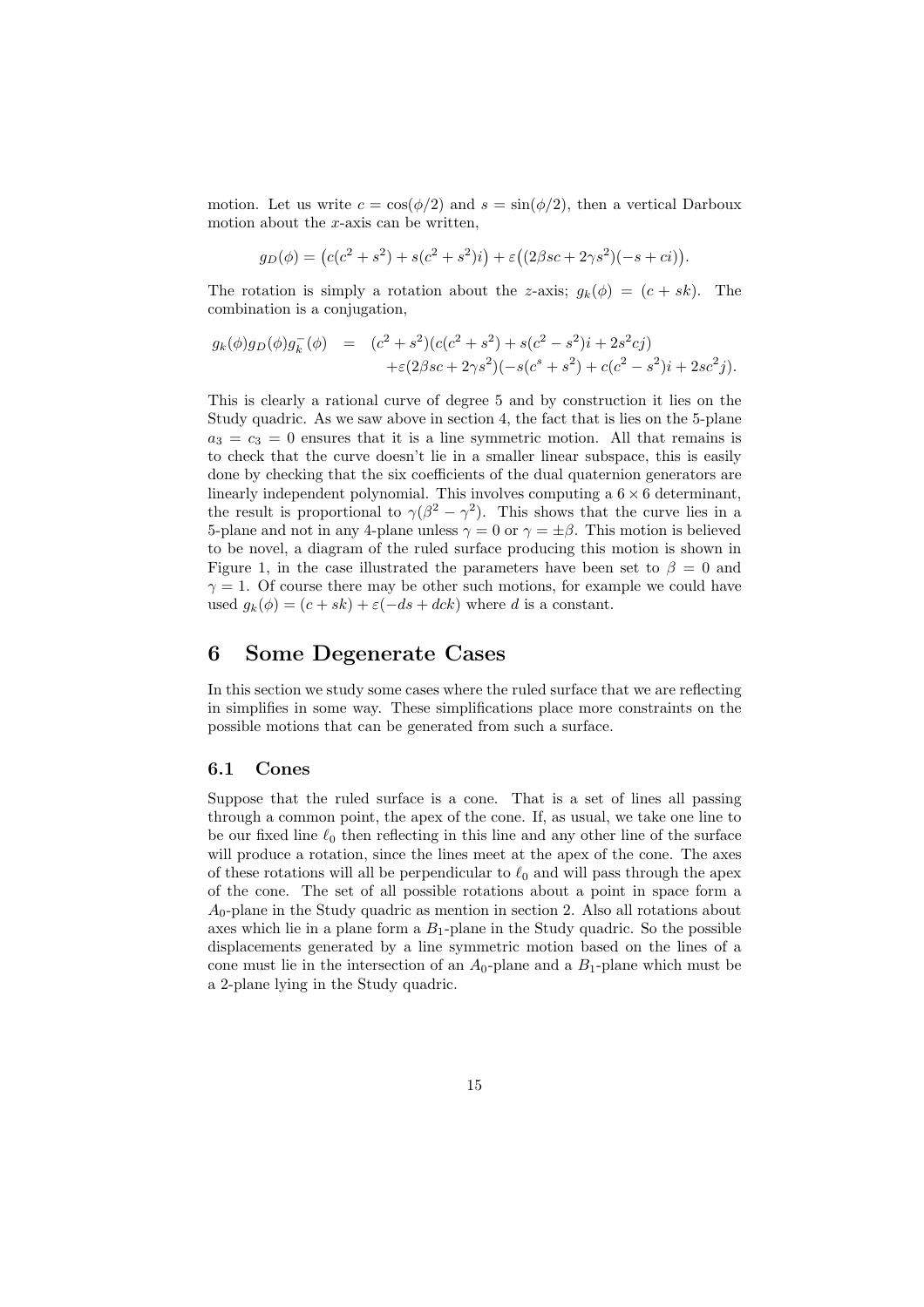motion. Let us write $c = \cos(\phi/2)$ and $s = \sin(\phi/2)$, then a vertical Darboux motion about the $x$-axis can be written,

$$g_D(\phi) = \big(c(c^2+s^2) + s(c^2+s^2)i\big) + \varepsilon\big((2\beta sc + 2\gamma s^2)(-s+ci)\big).$$

The rotation is simply a rotation about the $z$-axis; $g_k(\phi) = (c+sk)$. The combination is a conjugation,

$$\begin{aligned} g_k(\phi)g_D(\phi)g_k^-(\phi) &= (c^2+s^2)(c(c^2+s^2) + s(c^2-s^2)i + 2s^2cj) \\ &\quad + \varepsilon(2\beta sc + 2\gamma s^2)(-s(c^s+s^2) + c(c^2-s^2)i + 2sc^2j). \end{aligned}$$

This is clearly a rational curve of degree 5 and by construction it lies on the Study quadric. As we saw above in section 4, the fact that is lies on the 5-plane $a_3 = c_3 = 0$ ensures that it is a line symmetric motion. All that remains is to check that the curve doesn't lie in a smaller linear subspace, this is easily done by checking that the six coefficients of the dual quaternion generators are linearly independent polynomial. This involves computing a $6\times 6$ determinant, the result is proportional to $\gamma(\beta^2-\gamma^2)$. This shows that the curve lies in a 5-plane and not in any 4-plane unless $\gamma = 0$ or $\gamma = \pm\beta$. This motion is believed to be novel, a diagram of the ruled surface producing this motion is shown in Figure 1, in the case illustrated the parameters have been set to $\beta = 0$ and $\gamma = 1$. Of course there may be other such motions, for example we could have used $g_k(\phi) = (c+sk) + \varepsilon(-ds + dck)$ where $d$ is a constant.

# 6 Some Degenerate Cases

In this section we study some cases where the ruled surface that we are reflecting in simplifies in some way. These simplifications place more constraints on the possible motions that can be generated from such a surface.

## 6.1 Cones

Suppose that the ruled surface is a cone. That is a set of lines all passing through a common point, the apex of the cone. If, as usual, we take one line to be our fixed line $\ell_0$ then reflecting in this line and any other line of the surface will produce a rotation, since the lines meet at the apex of the cone. The axes of these rotations will all be perpendicular to $\ell_0$ and will pass through the apex of the cone. The set of all possible rotations about a point in space form a $A_0$-plane in the Study quadric as mention in section 2. Also all rotations about axes which lie in a plane form a $B_1$-plane in the Study quadric. So the possible displacements generated by a line symmetric motion based on the lines of a cone must lie in the intersection of an $A_0$-plane and a $B_1$-plane which must be a 2-plane lying in the Study quadric.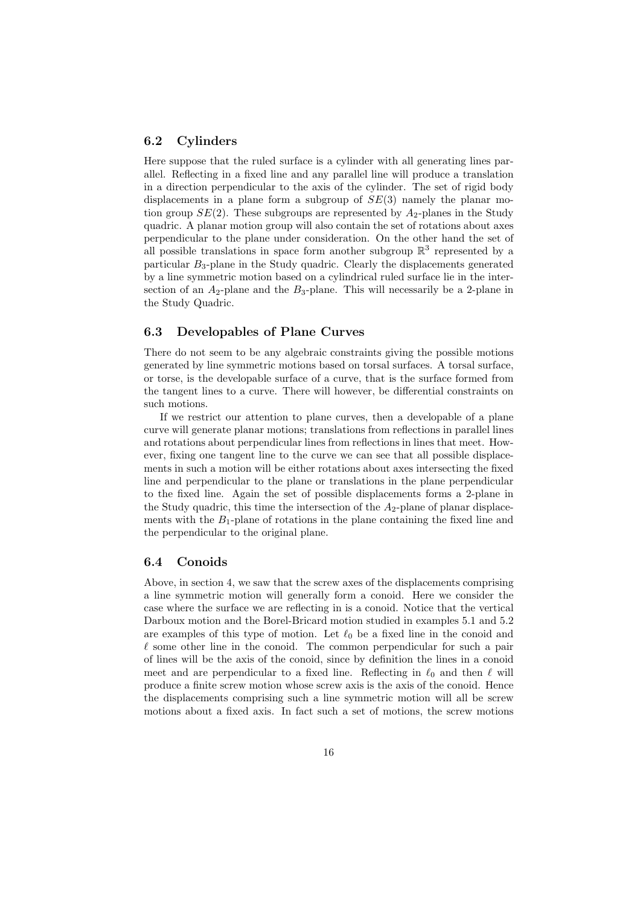## 6.2 Cylinders

Here suppose that the ruled surface is a cylinder with all generating lines parallel. Reflecting in a fixed line and any parallel line will produce a translation in a direction perpendicular to the axis of the cylinder. The set of rigid body displacements in a plane form a subgroup of $SE(3)$ namely the planar motion group $SE(2)$. These subgroups are represented by $A_2$-planes in the Study quadric. A planar motion group will also contain the set of rotations about axes perpendicular to the plane under consideration. On the other hand the set of all possible translations in space form another subgroup $\mathbb{R}^3$ represented by a particular $B_3$-plane in the Study quadric. Clearly the displacements generated by a line symmetric motion based on a cylindrical ruled surface lie in the intersection of an $A_2$-plane and the $B_3$-plane. This will necessarily be a 2-plane in the Study Quadric.

## 6.3 Developables of Plane Curves

There do not seem to be any algebraic constraints giving the possible motions generated by line symmetric motions based on torsal surfaces. A torsal surface, or torse, is the developable surface of a curve, that is the surface formed from the tangent lines to a curve. There will however, be differential constraints on such motions.

If we restrict our attention to plane curves, then a developable of a plane curve will generate planar motions; translations from reflections in parallel lines and rotations about perpendicular lines from reflections in lines that meet. However, fixing one tangent line to the curve we can see that all possible displacements in such a motion will be either rotations about axes intersecting the fixed line and perpendicular to the plane or translations in the plane perpendicular to the fixed line. Again the set of possible displacements forms a 2-plane in the Study quadric, this time the intersection of the $A_2$-plane of planar displacements with the $B_1$-plane of rotations in the plane containing the fixed line and the perpendicular to the original plane.

## 6.4 Conoids

Above, in section 4, we saw that the screw axes of the displacements comprising a line symmetric motion will generally form a conoid. Here we consider the case where the surface we are reflecting in is a conoid. Notice that the vertical Darboux motion and the Borel-Bricard motion studied in examples 5.1 and 5.2 are examples of this type of motion. Let $\ell_0$ be a fixed line in the conoid and $\ell$ some other line in the conoid. The common perpendicular for such a pair of lines will be the axis of the conoid, since by definition the lines in a conoid meet and are perpendicular to a fixed line. Reflecting in $\ell_0$ and then $\ell$ will produce a finite screw motion whose screw axis is the axis of the conoid. Hence the displacements comprising such a line symmetric motion will all be screw motions about a fixed axis. In fact such a set of motions, the screw motions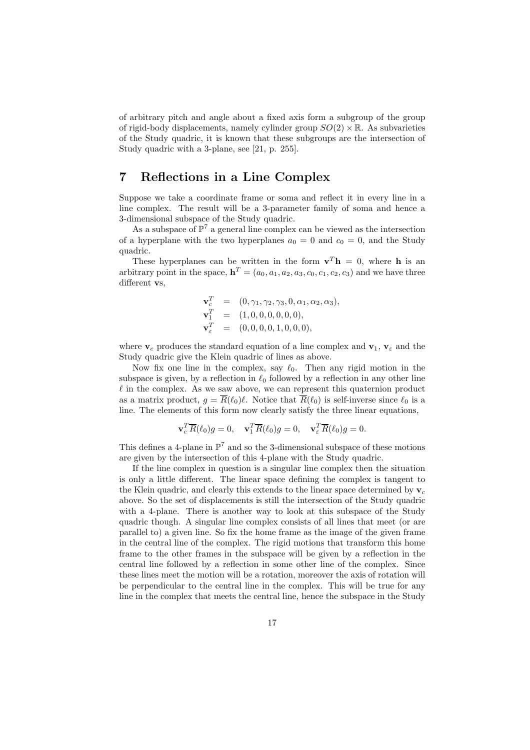of arbitrary pitch and angle about a fixed axis form a subgroup of the group of rigid-body displacements, namely cylinder group $SO(2) \times \mathbb{R}$. As subvarieties of the Study quadric, it is known that these subgroups are the intersection of Study quadric with a 3-plane, see [21, p. 255].

## 7 Reflections in a Line Complex

Suppose we take a coordinate frame or soma and reflect it in every line in a line complex. The result will be a 3-parameter family of soma and hence a 3-dimensional subspace of the Study quadric.

As a subspace of $\mathbb{P}^7$ a general line complex can be viewed as the intersection of a hyperplane with the two hyperplanes $a_0 = 0$ and $c_0 = 0$, and the Study quadric.

These hyperplanes can be written in the form $\mathbf{v}^T\mathbf{h} = 0$, where $\mathbf{h}$ is an arbitrary point in the space, $\mathbf{h}^T = (a_0, a_1, a_2, a_3, c_0, c_1, c_2, c_3)$ and we have three different $\mathbf{v}$s,

$$
\begin{aligned}
\mathbf{v}_c^T &= (0, \gamma_1, \gamma_2, \gamma_3, 0, \alpha_1, \alpha_2, \alpha_3), \\
\mathbf{v}_1^T &= (1, 0, 0, 0, 0, 0, 0), \\
\mathbf{v}_\varepsilon^T &= (0, 0, 0, 0, 1, 0, 0, 0),
\end{aligned}
$$

where $\mathbf{v}_c$ produces the standard equation of a line complex and $\mathbf{v}_1$, $\mathbf{v}_\varepsilon$ and the Study quadric give the Klein quadric of lines as above.

Now fix one line in the complex, say $\ell_0$. Then any rigid motion in the subspace is given, by a reflection in $\ell_0$ followed by a reflection in any other line $\ell$ in the complex. As we saw above, we can represent this quaternion product as a matrix product, $g = \overline{R}(\ell_0)\ell$. Notice that $\overline{R}(\ell_0)$ is self-inverse since $\ell_0$ is a line. The elements of this form now clearly satisfy the three linear equations,

$$
\mathbf{v}_c^T\overline{R}(\ell_0)g = 0, \quad \mathbf{v}_1^T\overline{R}(\ell_0)g = 0, \quad \mathbf{v}_\varepsilon^T\overline{R}(\ell_0)g = 0.
$$

This defines a 4-plane in $\mathbb{P}^7$ and so the 3-dimensional subspace of these motions are given by the intersection of this 4-plane with the Study quadric.

If the line complex in question is a singular line complex then the situation is only a little different. The linear space defining the complex is tangent to the Klein quadric, and clearly this extends to the linear space determined by $\mathbf{v}_c$ above. So the set of displacements is still the intersection of the Study quadric with a 4-plane. There is another way to look at this subspace of the Study quadric though. A singular line complex consists of all lines that meet (or are parallel to) a given line. So fix the home frame as the image of the given frame in the central line of the complex. The rigid motions that transform this home frame to the other frames in the subspace will be given by a reflection in the central line followed by a reflection in some other line of the complex. Since these lines meet the motion will be a rotation, moreover the axis of rotation will be perpendicular to the central line in the complex. This will be true for any line in the complex that meets the central line, hence the subspace in the Study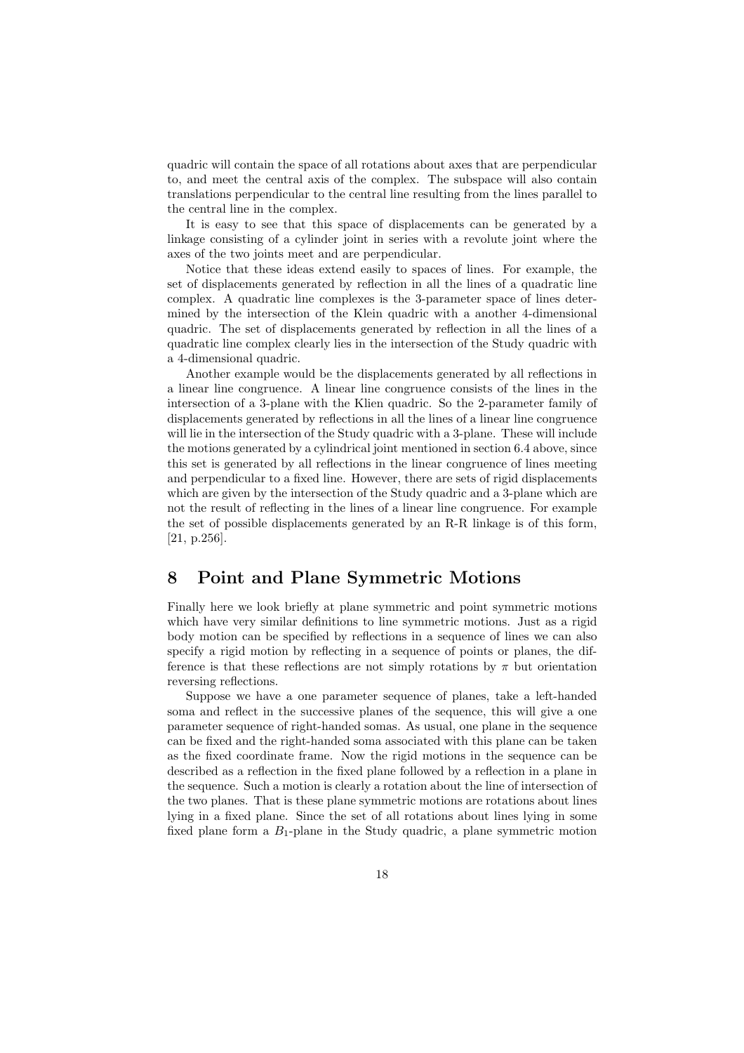quadric will contain the space of all rotations about axes that are perpendicular to, and meet the central axis of the complex. The subspace will also contain translations perpendicular to the central line resulting from the lines parallel to the central line in the complex.

It is easy to see that this space of displacements can be generated by a linkage consisting of a cylinder joint in series with a revolute joint where the axes of the two joints meet and are perpendicular.

Notice that these ideas extend easily to spaces of lines. For example, the set of displacements generated by reflection in all the lines of a quadratic line complex. A quadratic line complexes is the 3-parameter space of lines determined by the intersection of the Klein quadric with a another 4-dimensional quadric. The set of displacements generated by reflection in all the lines of a quadratic line complex clearly lies in the intersection of the Study quadric with a 4-dimensional quadric.

Another example would be the displacements generated by all reflections in a linear line congruence. A linear line congruence consists of the lines in the intersection of a 3-plane with the Klien quadric. So the 2-parameter family of displacements generated by reflections in all the lines of a linear line congruence will lie in the intersection of the Study quadric with a 3-plane. These will include the motions generated by a cylindrical joint mentioned in section 6.4 above, since this set is generated by all reflections in the linear congruence of lines meeting and perpendicular to a fixed line. However, there are sets of rigid displacements which are given by the intersection of the Study quadric and a 3-plane which are not the result of reflecting in the lines of a linear line congruence. For example the set of possible displacements generated by an R-R linkage is of this form, [21, p.256].

# 8 Point and Plane Symmetric Motions

Finally here we look briefly at plane symmetric and point symmetric motions which have very similar definitions to line symmetric motions. Just as a rigid body motion can be specified by reflections in a sequence of lines we can also specify a rigid motion by reflecting in a sequence of points or planes, the difference is that these reflections are not simply rotations by $\pi$ but orientation reversing reflections.

Suppose we have a one parameter sequence of planes, take a left-handed soma and reflect in the successive planes of the sequence, this will give a one parameter sequence of right-handed somas. As usual, one plane in the sequence can be fixed and the right-handed soma associated with this plane can be taken as the fixed coordinate frame. Now the rigid motions in the sequence can be described as a reflection in the fixed plane followed by a reflection in a plane in the sequence. Such a motion is clearly a rotation about the line of intersection of the two planes. That is these plane symmetric motions are rotations about lines lying in a fixed plane. Since the set of all rotations about lines lying in some fixed plane form a $B_1$-plane in the Study quadric, a plane symmetric motion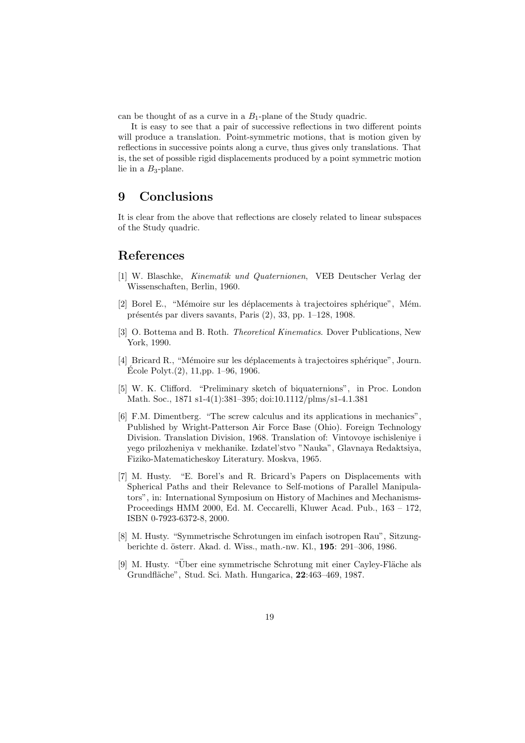can be thought of as a curve in a $B_1$-plane of the Study quadric.

It is easy to see that a pair of successive reflections in two different points will produce a translation. Point-symmetric motions, that is motion given by reflections in successive points along a curve, thus gives only translations. That is, the set of possible rigid displacements produced by a point symmetric motion lie in a $B_3$-plane.

## 9 Conclusions

It is clear from the above that reflections are closely related to linear subspaces of the Study quadric.

## References

[1] W. Blaschke, *Kinematik und Quaternionen*, VEB Deutscher Verlag der Wissenschaften, Berlin, 1960.

[2] Borel E., "Mémoire sur les déplacements à trajectoires sphérique", Mém. présentés par divers savants, Paris (2), 33, pp. 1–128, 1908.

[3] O. Bottema and B. Roth. *Theoretical Kinematics*. Dover Publications, New York, 1990.

[4] Bricard R., "Mémoire sur les déplacements à trajectoires sphérique", Journ. École Polyt.(2), 11,pp. 1–96, 1906.

[5] W. K. Clifford. "Preliminary sketch of biquaternions", in Proc. London Math. Soc., 1871 s1-4(1):381–395; doi:10.1112/plms/s1-4.1.381

[6] F.M. Dimentberg. "The screw calculus and its applications in mechanics", Published by Wright-Patterson Air Force Base (Ohio). Foreign Technology Division. Translation Division, 1968. Translation of: Vintovoye ischisleniye i yego prilozheniya v mekhanike. Izdatel'stvo "Nauka", Glavnaya Redaktsiya, Fiziko-Matematicheskoy Literatury. Moskva, 1965.

[7] M. Husty. "E. Borel's and R. Bricard's Papers on Displacements with Spherical Paths and their Relevance to Self-motions of Parallel Manipulators", in: International Symposium on History of Machines and Mechanisms-Proceedings HMM 2000, Ed. M. Ceccarelli, Kluwer Acad. Pub., 163 – 172, ISBN 0-7923-6372-8, 2000.

[8] M. Husty. "Symmetrische Schrotungen im einfach isotropen Rau", Sitzungberichte d. österr. Akad. d. Wiss., math.-nw. Kl., **195**: 291–306, 1986.

[9] M. Husty. "Über eine symmetrische Schrotung mit einer Cayley-Fläche als Grundfläche", Stud. Sci. Math. Hungarica, **22**:463–469, 1987.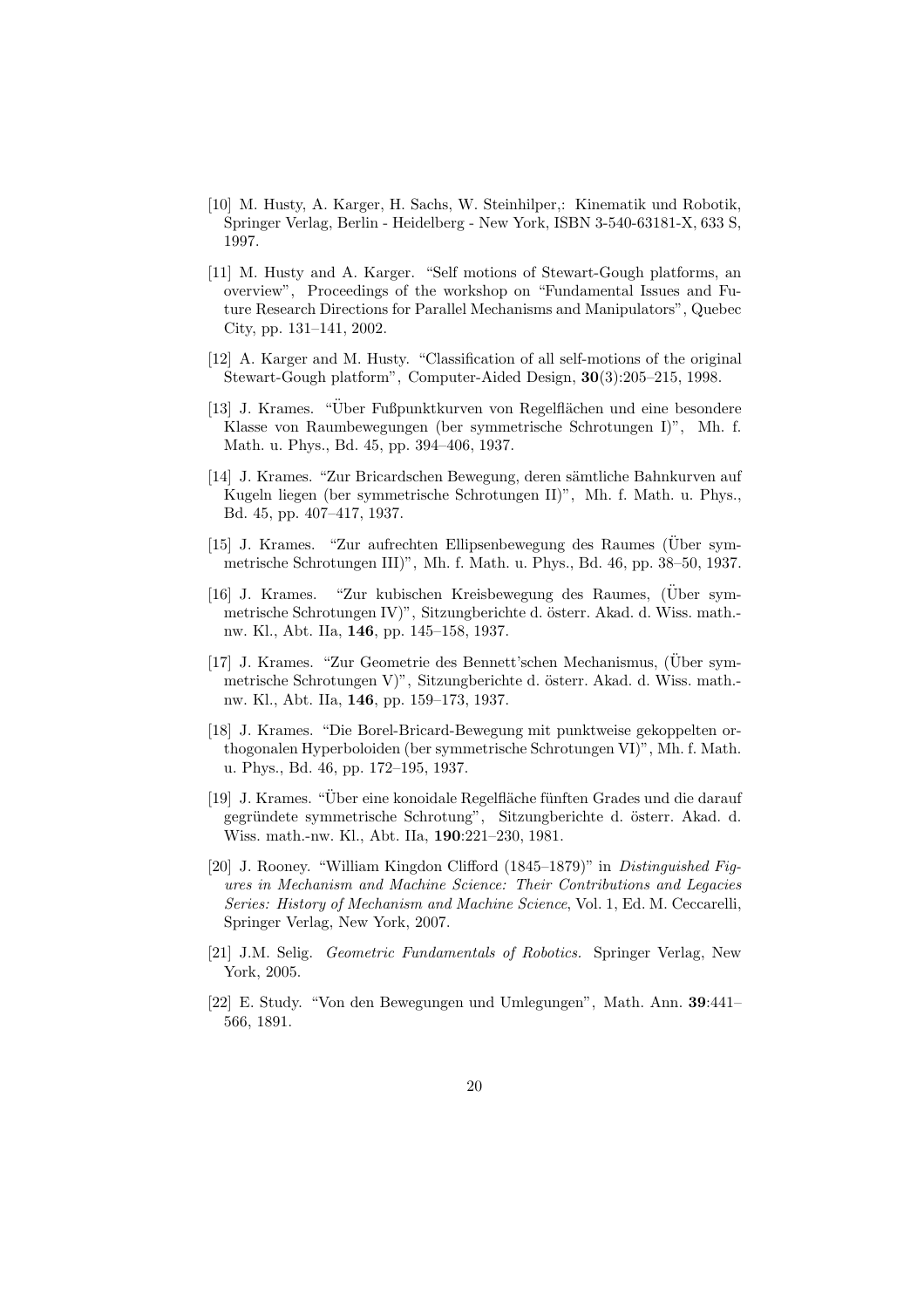[10] M. Husty, A. Karger, H. Sachs, W. Steinhilper,: Kinematik und Robotik, Springer Verlag, Berlin - Heidelberg - New York, ISBN 3-540-63181-X, 633 S, 1997.

[11] M. Husty and A. Karger. "Self motions of Stewart-Gough platforms, an overview", Proceedings of the workshop on "Fundamental Issues and Future Research Directions for Parallel Mechanisms and Manipulators", Quebec City, pp. 131–141, 2002.

[12] A. Karger and M. Husty. "Classification of all self-motions of the original Stewart-Gough platform", Computer-Aided Design, **30**(3):205–215, 1998.

[13] J. Krames. "Über Fußpunktkurven von Regelflächen und eine besondere Klasse von Raumbewegungen (ber symmetrische Schrotungen I)", Mh. f. Math. u. Phys., Bd. 45, pp. 394–406, 1937.

[14] J. Krames. "Zur Bricardschen Bewegung, deren sämtliche Bahnkurven auf Kugeln liegen (ber symmetrische Schrotungen II)", Mh. f. Math. u. Phys., Bd. 45, pp. 407–417, 1937.

[15] J. Krames. "Zur aufrechten Ellipsenbewegung des Raumes (Über symmetrische Schrotungen III)", Mh. f. Math. u. Phys., Bd. 46, pp. 38–50, 1937.

[16] J. Krames. "Zur kubischen Kreisbewegung des Raumes, (Über symmetrische Schrotungen IV)", Sitzungberichte d. österr. Akad. d. Wiss. math.-nw. Kl., Abt. IIa, **146**, pp. 145–158, 1937.

[17] J. Krames. "Zur Geometrie des Bennett'schen Mechanismus, (Über symmetrische Schrotungen V)", Sitzungberichte d. österr. Akad. d. Wiss. math.-nw. Kl., Abt. IIa, **146**, pp. 159–173, 1937.

[18] J. Krames. "Die Borel-Bricard-Bewegung mit punktweise gekoppelten orthogonalen Hyperboloiden (ber symmetrische Schrotungen VI)", Mh. f. Math. u. Phys., Bd. 46, pp. 172–195, 1937.

[19] J. Krames. "Über eine konoidale Regelfläche fünften Grades und die darauf gegründete symmetrische Schrotung", Sitzungberichte d. österr. Akad. d. Wiss. math.-nw. Kl., Abt. IIa, **190**:221–230, 1981.

[20] J. Rooney. "William Kingdon Clifford (1845–1879)" in *Distinguished Figures in Mechanism and Machine Science: Their Contributions and Legacies Series: History of Mechanism and Machine Science*, Vol. 1, Ed. M. Ceccarelli, Springer Verlag, New York, 2007.

[21] J.M. Selig. *Geometric Fundamentals of Robotics.* Springer Verlag, New York, 2005.

[22] E. Study. "Von den Bewegungen und Umlegungen", Math. Ann. **39**:441–566, 1891.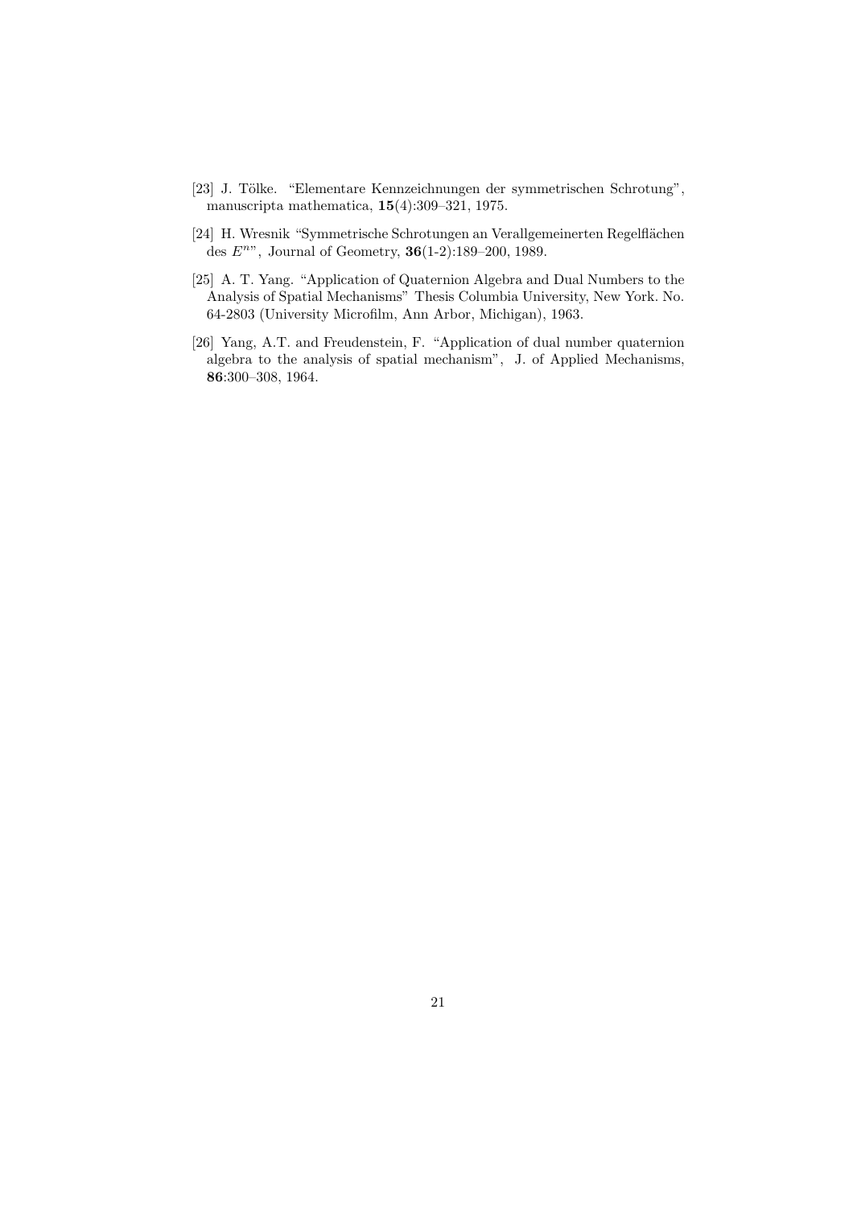[23] J. Tölke. "Elementare Kennzeichnungen der symmetrischen Schrotung", manuscripta mathematica, **15**(4):309–321, 1975.

[24] H. Wresnik "Symmetrische Schrotungen an Verallgemeinerten Regelflächen des $E^n$", Journal of Geometry, **36**(1-2):189–200, 1989.

[25] A. T. Yang. "Application of Quaternion Algebra and Dual Numbers to the Analysis of Spatial Mechanisms" Thesis Columbia University, New York. No. 64-2803 (University Microfilm, Ann Arbor, Michigan), 1963.

[26] Yang, A.T. and Freudenstein, F. "Application of dual number quaternion algebra to the analysis of spatial mechanism", J. of Applied Mechanisms, **86**:300–308, 1964.